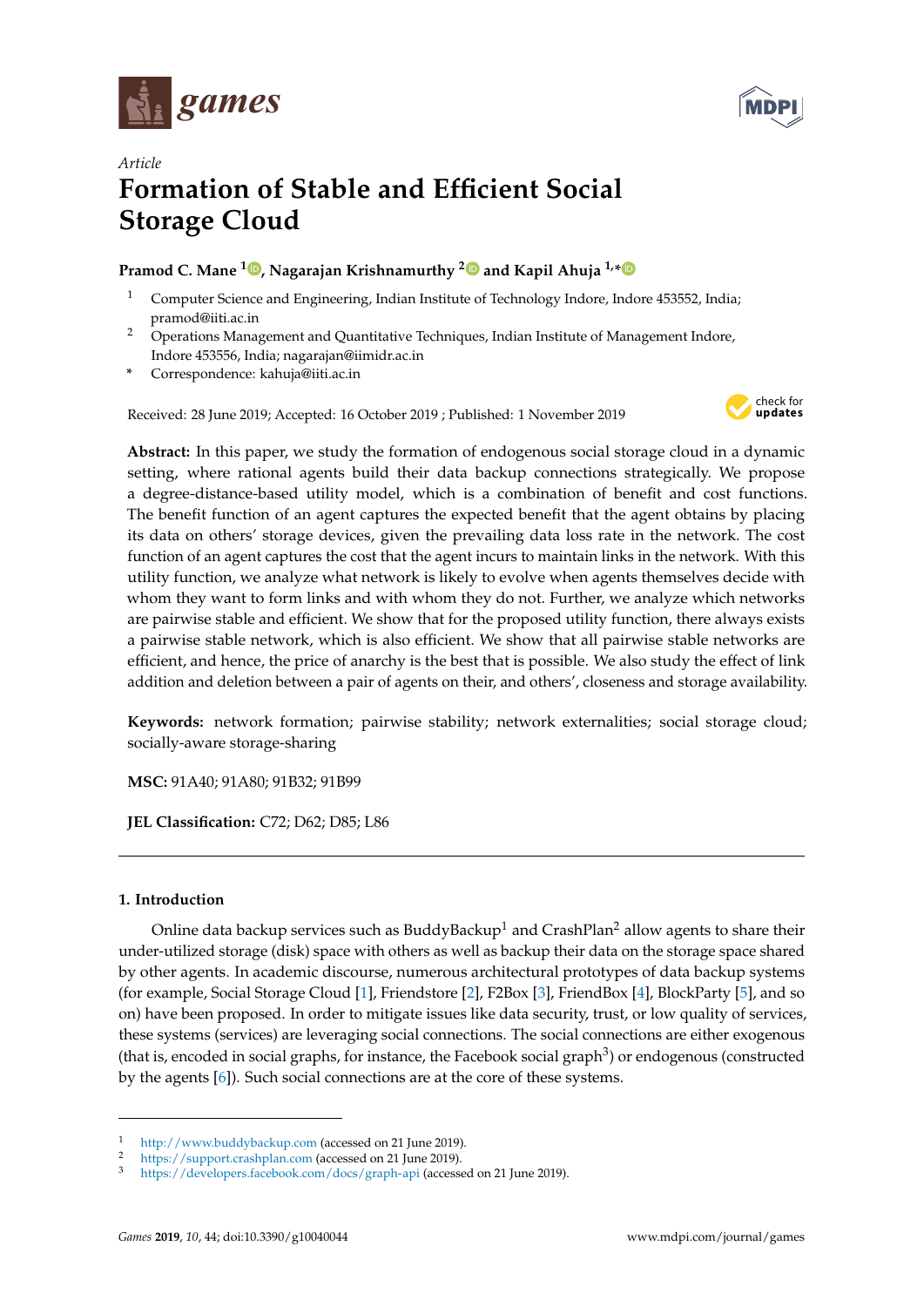*Article*

# Formation of Stable and Efficient Social Storage Cloud

**Pramod C. Mane [1], Nagarajan Krishnamurthy [2] and Kapil Ahuja [1,*]**

[1] Computer Science and Engineering, Indian Institute of Technology Indore, Indore 453552, India; pramod@iiti.ac.in

[2] Operations Management and Quantitative Techniques, Indian Institute of Management Indore, Indore 453556, India; nagarajan@iimidr.ac.in

\* Correspondence: kahuja@iiti.ac.in

Received: 28 June 2019; Accepted: 16 October 2019 ; Published: 1 November 2019

**Abstract:** In this paper, we study the formation of endogenous social storage cloud in a dynamic setting, where rational agents build their data backup connections strategically. We propose a degree-distance-based utility model, which is a combination of benefit and cost functions. The benefit function of an agent captures the expected benefit that the agent obtains by placing its data on others' storage devices, given the prevailing data loss rate in the network. The cost function of an agent captures the cost that the agent incurs to maintain links in the network. With this utility function, we analyze what network is likely to evolve when agents themselves decide with whom they want to form links and with whom they do not. Further, we analyze which networks are pairwise stable and efficient. We show that for the proposed utility function, there always exists a pairwise stable network, which is also efficient. We show that all pairwise stable networks are efficient, and hence, the price of anarchy is the best that is possible. We also study the effect of link addition and deletion between a pair of agents on their, and others', closeness and storage availability.

**Keywords:** network formation; pairwise stability; network externalities; social storage cloud; socially-aware storage-sharing

**MSC:** 91A40; 91A80; 91B32; 91B99

**JEL Classification:** C72; D62; D85; L86

## 1. Introduction

Online data backup services such as BuddyBackup[1] and CrashPlan[2] allow agents to share their under-utilized storage (disk) space with others as well as backup their data on the storage space shared by other agents. In academic discourse, numerous architectural prototypes of data backup systems (for example, Social Storage Cloud [1], Friendstore [2], F2Box [3], FriendBox [4], BlockParty [5], and so on) have been proposed. In order to mitigate issues like data security, trust, or low quality of services, these systems (services) are leveraging social connections. The social connections are either exogenous (that is, encoded in social graphs, for instance, the Facebook social graph[3]) or endogenous (constructed by the agents [6]). Such social connections are at the core of these systems.

---

[1] http://www.buddybackup.com (accessed on 21 June 2019).

[2] https://support.crashplan.com (accessed on 21 June 2019).

[3] https://developers.facebook.com/docs/graph-api (accessed on 21 June 2019).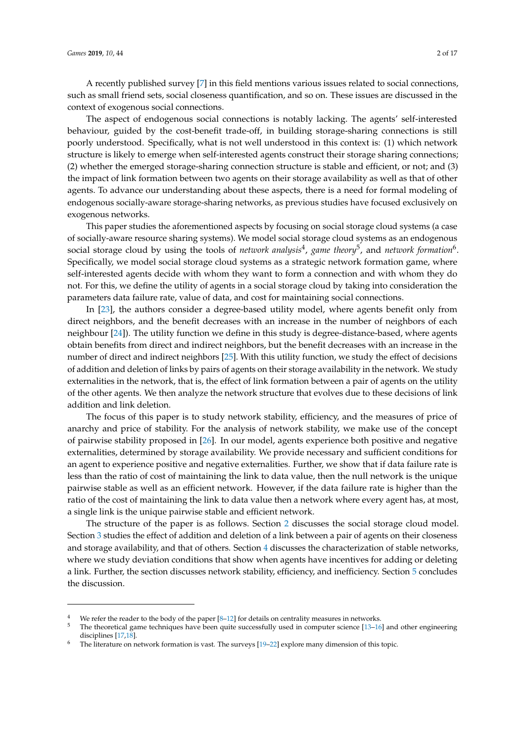A recently published survey [7] in this field mentions various issues related to social connections, such as small friend sets, social closeness quantification, and so on. These issues are discussed in the context of exogenous social connections.

The aspect of endogenous social connections is notably lacking. The agents' self-interested behaviour, guided by the cost-benefit trade-off, in building storage-sharing connections is still poorly understood. Specifically, what is not well understood in this context is: (1) which network structure is likely to emerge when self-interested agents construct their storage sharing connections; (2) whether the emerged storage-sharing connection structure is stable and efficient, or not; and (3) the impact of link formation between two agents on their storage availability as well as that of other agents. To advance our understanding about these aspects, there is a need for formal modeling of endogenous socially-aware storage-sharing networks, as previous studies have focused exclusively on exogenous networks.

This paper studies the aforementioned aspects by focusing on social storage cloud systems (a case of socially-aware resource sharing systems). We model social storage cloud systems as an endogenous social storage cloud by using the tools of *network analysis*[4], *game theory*[5], and *network formation*[6]. Specifically, we model social storage cloud systems as a strategic network formation game, where self-interested agents decide with whom they want to form a connection and with whom they do not. For this, we define the utility of agents in a social storage cloud by taking into consideration the parameters data failure rate, value of data, and cost for maintaining social connections.

In [23], the authors consider a degree-based utility model, where agents benefit only from direct neighbors, and the benefit decreases with an increase in the number of neighbors of each neighbour [24]). The utility function we define in this study is degree-distance-based, where agents obtain benefits from direct and indirect neighbors, but the benefit decreases with an increase in the number of direct and indirect neighbors [25]. With this utility function, we study the effect of decisions of addition and deletion of links by pairs of agents on their storage availability in the network. We study externalities in the network, that is, the effect of link formation between a pair of agents on the utility of the other agents. We then analyze the network structure that evolves due to these decisions of link addition and link deletion.

The focus of this paper is to study network stability, efficiency, and the measures of price of anarchy and price of stability. For the analysis of network stability, we make use of the concept of pairwise stability proposed in [26]. In our model, agents experience both positive and negative externalities, determined by storage availability. We provide necessary and sufficient conditions for an agent to experience positive and negative externalities. Further, we show that if data failure rate is less than the ratio of cost of maintaining the link to data value, then the null network is the unique pairwise stable as well as an efficient network. However, if the data failure rate is higher than the ratio of the cost of maintaining the link to data value then a network where every agent has, at most, a single link is the unique pairwise stable and efficient network.

The structure of the paper is as follows. Section 2 discusses the social storage cloud model. Section 3 studies the effect of addition and deletion of a link between a pair of agents on their closeness and storage availability, and that of others. Section 4 discusses the characterization of stable networks, where we study deviation conditions that show when agents have incentives for adding or deleting a link. Further, the section discusses network stability, efficiency, and inefficiency. Section 5 concludes the discussion.

---

[4] We refer the reader to the body of the paper [8–12] for details on centrality measures in networks.

[5] The theoretical game techniques have been quite successfully used in computer science [13–16] and other engineering disciplines [17,18].

[6] The literature on network formation is vast. The surveys [19–22] explore many dimension of this topic.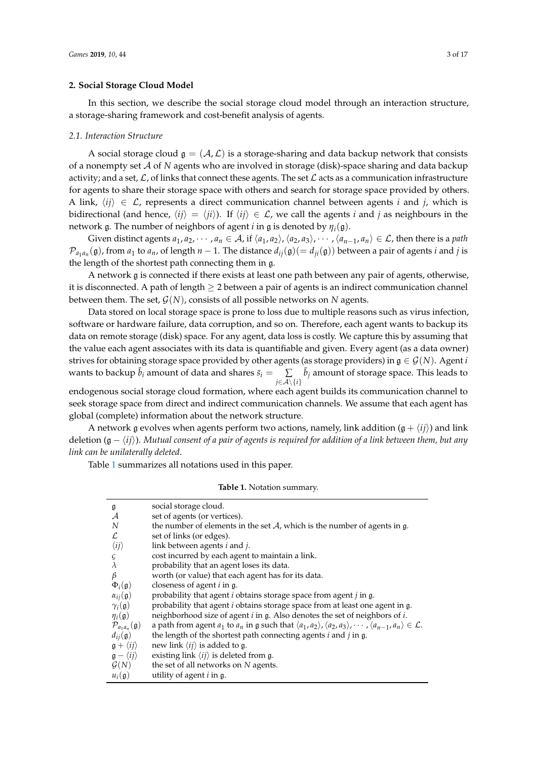## 2. Social Storage Cloud Model

In this section, we describe the social storage cloud model through an interaction structure, a storage-sharing framework and cost-benefit analysis of agents.

### *2.1. Interaction Structure*

A social storage cloud $\mathfrak{g} = (\mathcal{A}, \mathcal{L})$ is a storage-sharing and data backup network that consists of a nonempty set $\mathcal{A}$ of $N$ agents who are involved in storage (disk)-space sharing and data backup activity; and a set, $\mathcal{L}$, of links that connect these agents. The set $\mathcal{L}$ acts as a communication infrastructure for agents to share their storage space with others and search for storage space provided by others. A link, $\langle ij \rangle \in \mathcal{L}$, represents a direct communication channel between agents $i$ and $j$, which is bidirectional (and hence, $\langle ij \rangle = \langle ji \rangle$). If $\langle ij \rangle \in \mathcal{L}$, we call the agents $i$ and $j$ as neighbours in the network $\mathfrak{g}$. The number of neighbors of agent $i$ in $\mathfrak{g}$ is denoted by $\eta_i(\mathfrak{g})$.

Given distinct agents $a_1, a_2, \cdots, a_n \in \mathcal{A}$, if $\langle a_1, a_2 \rangle, \langle a_2, a_3 \rangle, \cdots, \langle a_{n-1}, a_n \rangle \in \mathcal{L}$, then there is a *path* $\mathcal{P}_{a_1 a_n}(\mathfrak{g})$, from $a_1$ to $a_n$, of length $n-1$. The distance $d_{ij}(\mathfrak{g}) (= d_{ji}(\mathfrak{g}))$ between a pair of agents $i$ and $j$ is the length of the shortest path connecting them in $\mathfrak{g}$.

A network $\mathfrak{g}$ is connected if there exists at least one path between any pair of agents, otherwise, it is disconnected. A path of length $\geq 2$ between a pair of agents is an indirect communication channel between them. The set, $\mathcal{G}(N)$, consists of all possible networks on $N$ agents.

Data stored on local storage space is prone to loss due to multiple reasons such as virus infection, software or hardware failure, data corruption, and so on. Therefore, each agent wants to backup its data on remote storage (disk) space. For any agent, data loss is costly. We capture this by assuming that the value each agent associates with its data is quantifiable and given. Every agent (as a data owner) strives for obtaining storage space provided by other agents (as storage providers) in $\mathfrak{g} \in \mathcal{G}(N)$. Agent $i$ wants to backup $\bar{b}_i$ amount of data and shares $\bar{s}_i = \sum_{j \in \mathcal{A} \setminus \{i\}} \bar{b}_j$ amount of storage space. This leads to endogenous social storage cloud formation, where each agent builds its communication channel to seek storage space from direct and indirect communication channels. We assume that each agent has global (complete) information about the network structure.

A network $\mathfrak{g}$ evolves when agents perform two actions, namely, link addition ($\mathfrak{g} + \langle ij \rangle$) and link deletion ($\mathfrak{g} - \langle ij \rangle$). *Mutual consent of a pair of agents is required for addition of a link between them, but any link can be unilaterally deleted.*

Table 1 summarizes all notations used in this paper.

**Table 1.** Notation summary.

| | |
|---|---|
| $\mathfrak{g}$ | social storage cloud. |
| $\mathcal{A}$ | set of agents (or vertices). |
| $N$ | the number of elements in the set $\mathcal{A}$, which is the number of agents in $\mathfrak{g}$. |
| $\mathcal{L}$ | set of links (or edges). |
| $\langle ij \rangle$ | link between agents $i$ and $j$. |
| $\varsigma$ | cost incurred by each agent to maintain a link. |
| $\lambda$ | probability that an agent loses its data. |
| $\beta$ | worth (or value) that each agent has for its data. |
| $\Phi_i(\mathfrak{g})$ | closeness of agent $i$ in $\mathfrak{g}$. |
| $\alpha_{ij}(\mathfrak{g})$ | probability that agent $i$ obtains storage space from agent $j$ in $\mathfrak{g}$. |
| $\gamma_i(\mathfrak{g})$ | probability that agent $i$ obtains storage space from at least one agent in $\mathfrak{g}$. |
| $\eta_i(\mathfrak{g})$ | neighborhood size of agent $i$ in $\mathfrak{g}$. Also denotes the set of neighbors of $i$. |
| $\mathcal{P}_{a_1 a_n}(\mathfrak{g})$ | a path from agent $a_1$ to $a_n$ in $\mathfrak{g}$ such that $\langle a_1, a_2 \rangle, \langle a_2, a_3 \rangle, \cdots, \langle a_{n-1}, a_n \rangle \in \mathcal{L}$. |
| $d_{ij}(\mathfrak{g})$ | the length of the shortest path connecting agents $i$ and $j$ in $\mathfrak{g}$. |
| $\mathfrak{g} + \langle ij \rangle$ | new link $\langle ij \rangle$ is added to $\mathfrak{g}$. |
| $\mathfrak{g} - \langle ij \rangle$ | existing link $\langle ij \rangle$ is deleted from $\mathfrak{g}$. |
| $\mathcal{G}(N)$ | the set of all networks on $N$ agents. |
| $u_i(\mathfrak{g})$ | utility of agent $i$ in $\mathfrak{g}$. |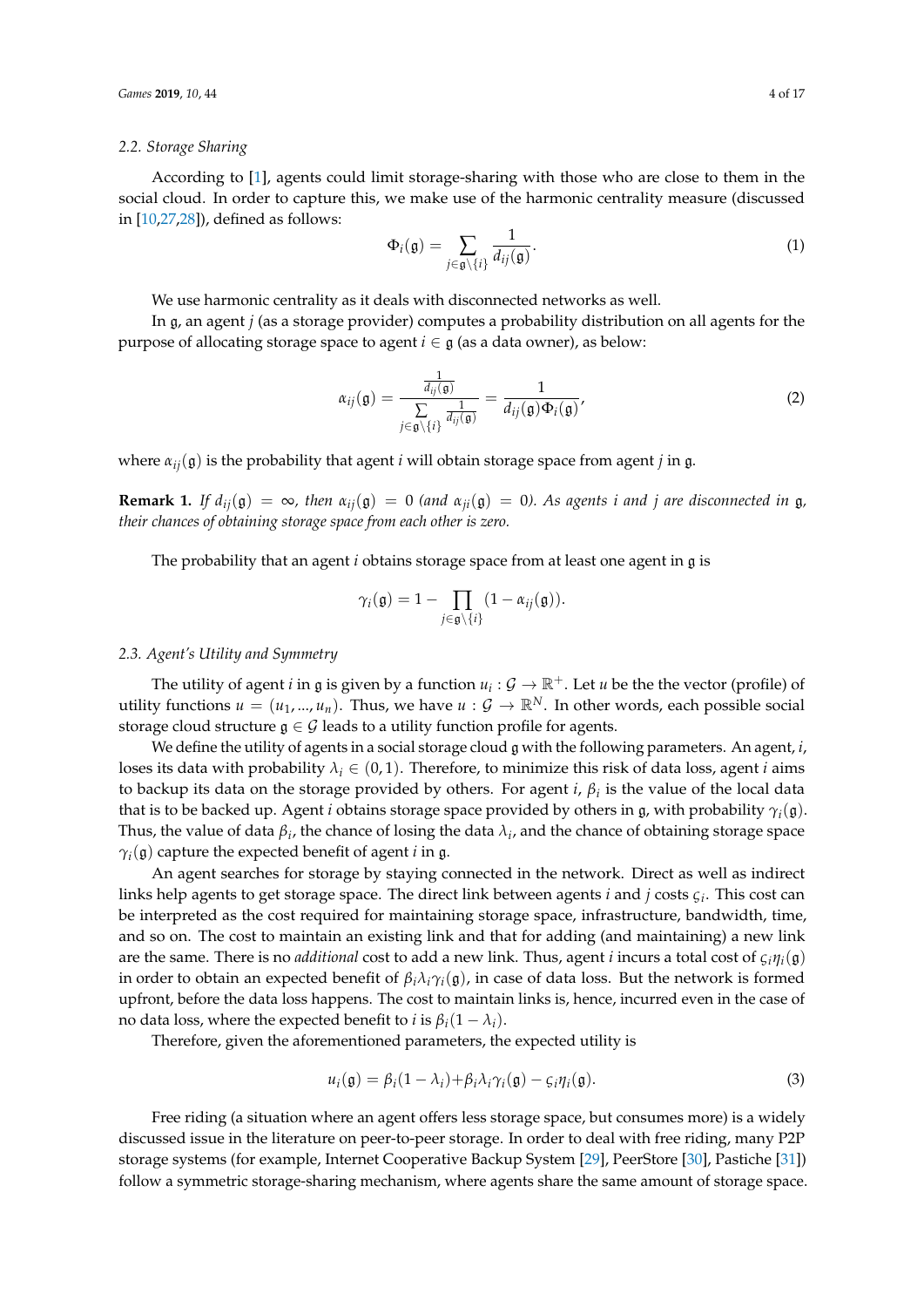### 2.2. Storage Sharing

According to [1], agents could limit storage-sharing with those who are close to them in the social cloud. In order to capture this, we make use of the harmonic centrality measure (discussed in [10,27,28]), defined as follows:

$$\Phi_i(\mathfrak{g}) = \sum_{j \in \mathfrak{g} \setminus \{i\}} \frac{1}{d_{ij}(\mathfrak{g})}. \tag{1}$$

We use harmonic centrality as it deals with disconnected networks as well.

In $\mathfrak{g}$, an agent $j$ (as a storage provider) computes a probability distribution on all agents for the purpose of allocating storage space to agent $i \in \mathfrak{g}$ (as a data owner), as below:

$$\alpha_{ij}(\mathfrak{g}) = \frac{\frac{1}{d_{ij}(\mathfrak{g})}}{\sum\limits_{j \in \mathfrak{g} \setminus \{i\}} \frac{1}{d_{ij}(\mathfrak{g})}} = \frac{1}{d_{ij}(\mathfrak{g}) \Phi_i(\mathfrak{g})}, \tag{2}$$

where $\alpha_{ij}(\mathfrak{g})$ is the probability that agent $i$ will obtain storage space from agent $j$ in $\mathfrak{g}$.

**Remark 1.** *If $d_{ij}(\mathfrak{g}) = \infty$, then $\alpha_{ij}(\mathfrak{g}) = 0$ (and $\alpha_{ji}(\mathfrak{g}) = 0$). As agents $i$ and $j$ are disconnected in $\mathfrak{g}$, their chances of obtaining storage space from each other is zero.*

The probability that an agent $i$ obtains storage space from at least one agent in $\mathfrak{g}$ is

$$\gamma_i(\mathfrak{g}) = 1 - \prod_{j \in \mathfrak{g} \setminus \{i\}} (1 - \alpha_{ij}(\mathfrak{g})).$$

### 2.3. Agent's Utility and Symmetry

The utility of agent $i$ in $\mathfrak{g}$ is given by a function $u_i : \mathcal{G} \to \mathbb{R}^+$. Let $u$ be the the vector (profile) of utility functions $u = (u_1, ..., u_n)$. Thus, we have $u : \mathcal{G} \to \mathbb{R}^N$. In other words, each possible social storage cloud structure $\mathfrak{g} \in \mathcal{G}$ leads to a utility function profile for agents.

We define the utility of agents in a social storage cloud $\mathfrak{g}$ with the following parameters. An agent, $i$, loses its data with probability $\lambda_i \in (0, 1)$. Therefore, to minimize this risk of data loss, agent $i$ aims to backup its data on the storage provided by others. For agent $i$, $\beta_i$ is the value of the local data that is to be backed up. Agent $i$ obtains storage space provided by others in $\mathfrak{g}$, with probability $\gamma_i(\mathfrak{g})$. Thus, the value of data $\beta_i$, the chance of losing the data $\lambda_i$, and the chance of obtaining storage space $\gamma_i(\mathfrak{g})$ capture the expected benefit of agent $i$ in $\mathfrak{g}$.

An agent searches for storage by staying connected in the network. Direct as well as indirect links help agents to get storage space. The direct link between agents $i$ and $j$ costs $\varsigma_i$. This cost can be interpreted as the cost required for maintaining storage space, infrastructure, bandwidth, time, and so on. The cost to maintain an existing link and that for adding (and maintaining) a new link are the same. There is no *additional* cost to add a new link. Thus, agent $i$ incurs a total cost of $\varsigma_i \eta_i(\mathfrak{g})$ in order to obtain an expected benefit of $\beta_i \lambda_i \gamma_i(\mathfrak{g})$, in case of data loss. But the network is formed upfront, before the data loss happens. The cost to maintain links is, hence, incurred even in the case of no data loss, where the expected benefit to $i$ is $\beta_i(1 - \lambda_i)$.

Therefore, given the aforementioned parameters, the expected utility is

$$u_i(\mathfrak{g}) = \beta_i(1 - \lambda_i) + \beta_i \lambda_i \gamma_i(\mathfrak{g}) - \varsigma_i \eta_i(\mathfrak{g}). \tag{3}$$

Free riding (a situation where an agent offers less storage space, but consumes more) is a widely discussed issue in the literature on peer-to-peer storage. In order to deal with free riding, many P2P storage systems (for example, Internet Cooperative Backup System [29], PeerStore [30], Pastiche [31]) follow a symmetric storage-sharing mechanism, where agents share the same amount of storage space.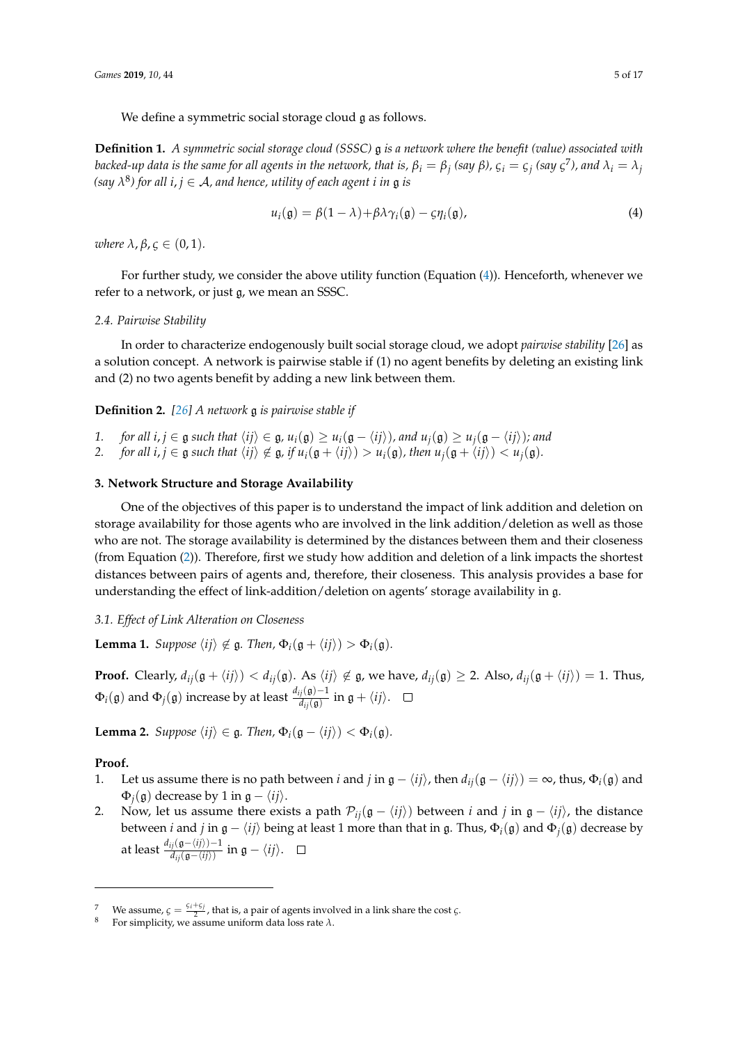We define a symmetric social storage cloud $\mathfrak{g}$ as follows.

**Definition 1.** *A symmetric social storage cloud (SSSC) $\mathfrak{g}$ is a network where the benefit (value) associated with backed-up data is the same for all agents in the network, that is, $\beta_i = \beta_j$ (say $\beta$), $\varsigma_i = \varsigma_j$ (say $\varsigma$[7]), and $\lambda_i = \lambda_j$ (say $\lambda$[8]) for all $i, j \in \mathcal{A}$, and hence, utility of each agent $i$ in $\mathfrak{g}$ is*

$$u_i(\mathfrak{g}) = \beta(1-\lambda) + \beta\lambda\gamma_i(\mathfrak{g}) - \varsigma\eta_i(\mathfrak{g}), \tag{4}$$

*where $\lambda, \beta, \varsigma \in (0,1)$.*

For further study, we consider the above utility function (Equation (4)). Henceforth, whenever we refer to a network, or just $\mathfrak{g}$, we mean an SSSC.

### 2.4. Pairwise Stability

In order to characterize endogenously built social storage cloud, we adopt *pairwise stability* [26] as a solution concept. A network is pairwise stable if (1) no agent benefits by deleting an existing link and (2) no two agents benefit by adding a new link between them.

**Definition 2.** *[26] A network $\mathfrak{g}$ is pairwise stable if*

1. *for all $i, j \in \mathfrak{g}$ such that $\langle ij \rangle \in \mathfrak{g}$, $u_i(\mathfrak{g}) \geq u_i(\mathfrak{g} - \langle ij \rangle)$, and $u_j(\mathfrak{g}) \geq u_j(\mathfrak{g} - \langle ij \rangle)$; and*
2. *for all $i, j \in \mathfrak{g}$ such that $\langle ij \rangle \notin \mathfrak{g}$, if $u_i(\mathfrak{g} + \langle ij \rangle) > u_i(\mathfrak{g})$, then $u_j(\mathfrak{g} + \langle ij \rangle) < u_j(\mathfrak{g})$.*

## 3. Network Structure and Storage Availability

One of the objectives of this paper is to understand the impact of link addition and deletion on storage availability for those agents who are involved in the link addition/deletion as well as those who are not. The storage availability is determined by the distances between them and their closeness (from Equation (2)). Therefore, first we study how addition and deletion of a link impacts the shortest distances between pairs of agents and, therefore, their closeness. This analysis provides a base for understanding the effect of link-addition/deletion on agents' storage availability in $\mathfrak{g}$.

### 3.1. Effect of Link Alteration on Closeness

**Lemma 1.** *Suppose $\langle ij \rangle \notin \mathfrak{g}$. Then, $\Phi_i(\mathfrak{g} + \langle ij \rangle) > \Phi_i(\mathfrak{g})$.*

**Proof.** Clearly, $d_{ij}(\mathfrak{g} + \langle ij \rangle) < d_{ij}(\mathfrak{g})$. As $\langle ij \rangle \notin \mathfrak{g}$, we have, $d_{ij}(\mathfrak{g}) \geq 2$. Also, $d_{ij}(\mathfrak{g} + \langle ij \rangle) = 1$. Thus, $\Phi_i(\mathfrak{g})$ and $\Phi_j(\mathfrak{g})$ increase by at least $\frac{d_{ij}(\mathfrak{g})-1}{d_{ij}(\mathfrak{g})}$ in $\mathfrak{g} + \langle ij \rangle$. □

**Lemma 2.** *Suppose $\langle ij \rangle \in \mathfrak{g}$. Then, $\Phi_i(\mathfrak{g} - \langle ij \rangle) < \Phi_i(\mathfrak{g})$.*

**Proof.**

1. Let us assume there is no path between $i$ and $j$ in $\mathfrak{g} - \langle ij \rangle$, then $d_{ij}(\mathfrak{g} - \langle ij \rangle) = \infty$, thus, $\Phi_i(\mathfrak{g})$ and $\Phi_j(\mathfrak{g})$ decrease by 1 in $\mathfrak{g} - \langle ij \rangle$.
2. Now, let us assume there exists a path $\mathcal{P}_{ij}(\mathfrak{g} - \langle ij \rangle)$ between $i$ and $j$ in $\mathfrak{g} - \langle ij \rangle$, the distance between $i$ and $j$ in $\mathfrak{g} - \langle ij \rangle$ being at least 1 more than that in $\mathfrak{g}$. Thus, $\Phi_i(\mathfrak{g})$ and $\Phi_j(\mathfrak{g})$ decrease by at least $\frac{d_{ij}(\mathfrak{g} - \langle ij \rangle)-1}{d_{ij}(\mathfrak{g} - \langle ij \rangle)}$ in $\mathfrak{g} - \langle ij \rangle$. □

---

[7] We assume, $\varsigma = \frac{\varsigma_i + \varsigma_j}{2}$, that is, a pair of agents involved in a link share the cost $\varsigma$.

[8] For simplicity, we assume uniform data loss rate $\lambda$.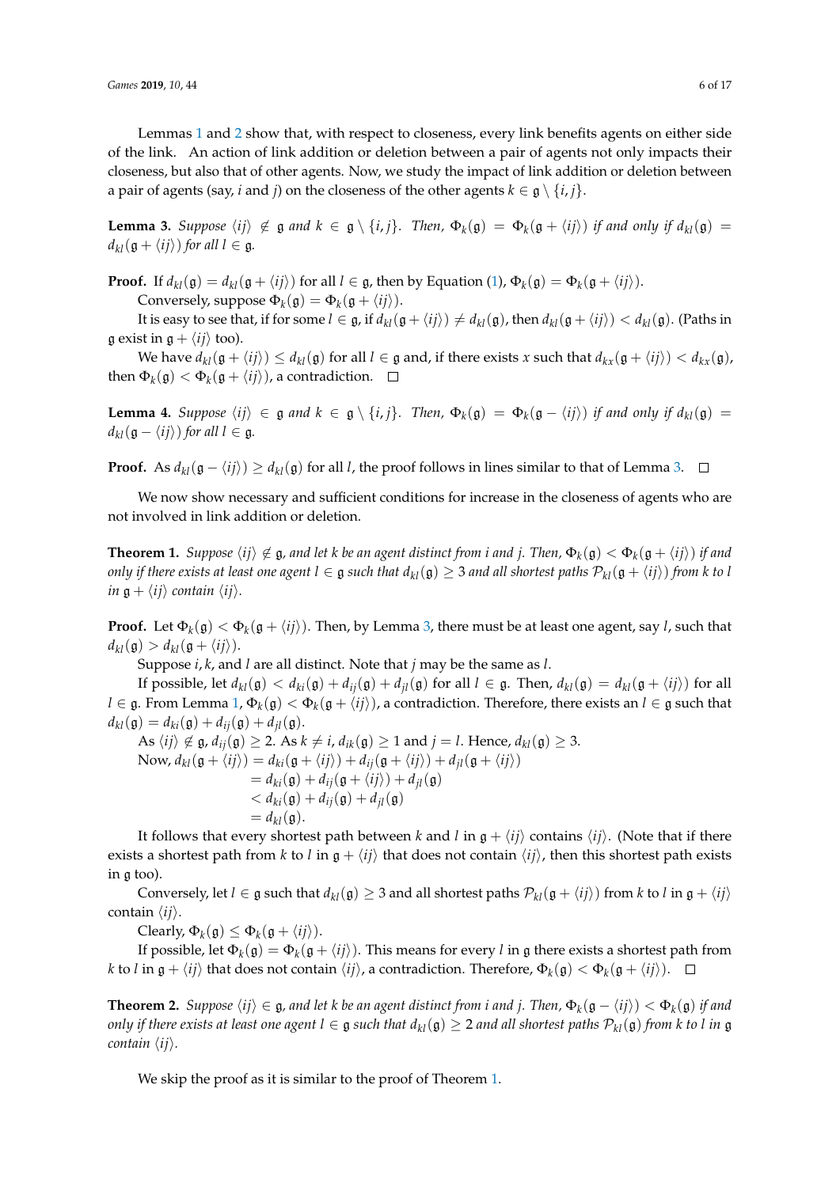Lemmas 1 and 2 show that, with respect to closeness, every link benefits agents on either side of the link. An action of link addition or deletion between a pair of agents not only impacts their closeness, but also that of other agents. Now, we study the impact of link addition or deletion between a pair of agents (say, $i$ and $j$) on the closeness of the other agents $k \in \mathfrak{g} \setminus \{i, j\}$.

**Lemma 3.** *Suppose $\langle ij \rangle \notin \mathfrak{g}$ and $k \in \mathfrak{g} \setminus \{i, j\}$. Then, $\Phi_k(\mathfrak{g}) = \Phi_k(\mathfrak{g} + \langle ij \rangle)$ if and only if $d_{kl}(\mathfrak{g}) = d_{kl}(\mathfrak{g} + \langle ij \rangle)$ for all $l \in \mathfrak{g}$.*

**Proof.** If $d_{kl}(\mathfrak{g}) = d_{kl}(\mathfrak{g} + \langle ij \rangle)$ for all $l \in \mathfrak{g}$, then by Equation (1), $\Phi_k(\mathfrak{g}) = \Phi_k(\mathfrak{g} + \langle ij \rangle)$.

Conversely, suppose $\Phi_k(\mathfrak{g}) = \Phi_k(\mathfrak{g} + \langle ij \rangle)$.

It is easy to see that, if for some $l \in \mathfrak{g}$, if $d_{kl}(\mathfrak{g} + \langle ij \rangle) \neq d_{kl}(\mathfrak{g})$, then $d_{kl}(\mathfrak{g} + \langle ij \rangle) < d_{kl}(\mathfrak{g})$. (Paths in $\mathfrak{g}$ exist in $\mathfrak{g} + \langle ij \rangle$ too).

We have $d_{kl}(\mathfrak{g} + \langle ij \rangle) \leq d_{kl}(\mathfrak{g})$ for all $l \in \mathfrak{g}$ and, if there exists $x$ such that $d_{kx}(\mathfrak{g} + \langle ij \rangle) < d_{kx}(\mathfrak{g})$, then $\Phi_k(\mathfrak{g}) < \Phi_k(\mathfrak{g} + \langle ij \rangle)$, a contradiction. □

**Lemma 4.** *Suppose $\langle ij \rangle \in \mathfrak{g}$ and $k \in \mathfrak{g} \setminus \{i, j\}$. Then, $\Phi_k(\mathfrak{g}) = \Phi_k(\mathfrak{g} - \langle ij \rangle)$ if and only if $d_{kl}(\mathfrak{g}) = d_{kl}(\mathfrak{g} - \langle ij \rangle)$ for all $l \in \mathfrak{g}$.*

**Proof.** As $d_{kl}(\mathfrak{g} - \langle ij \rangle) \geq d_{kl}(\mathfrak{g})$ for all $l$, the proof follows in lines similar to that of Lemma 3. □

We now show necessary and sufficient conditions for increase in the closeness of agents who are not involved in link addition or deletion.

**Theorem 1.** *Suppose $\langle ij \rangle \notin \mathfrak{g}$, and let $k$ be an agent distinct from $i$ and $j$. Then, $\Phi_k(\mathfrak{g}) < \Phi_k(\mathfrak{g} + \langle ij \rangle)$ if and only if there exists at least one agent $l \in \mathfrak{g}$ such that $d_{kl}(\mathfrak{g}) \geq 3$ and all shortest paths $\mathcal{P}_{kl}(\mathfrak{g} + \langle ij \rangle)$ from $k$ to $l$ in $\mathfrak{g} + \langle ij \rangle$ contain $\langle ij \rangle$.*

**Proof.** Let $\Phi_k(\mathfrak{g}) < \Phi_k(\mathfrak{g} + \langle ij \rangle)$. Then, by Lemma 3, there must be at least one agent, say $l$, such that $d_{kl}(\mathfrak{g}) > d_{kl}(\mathfrak{g} + \langle ij \rangle)$.

Suppose $i, k$, and $l$ are all distinct. Note that $j$ may be the same as $l$.

If possible, let $d_{kl}(\mathfrak{g}) < d_{ki}(\mathfrak{g}) + d_{ij}(\mathfrak{g}) + d_{jl}(\mathfrak{g})$ for all $l \in \mathfrak{g}$. Then, $d_{kl}(\mathfrak{g}) = d_{kl}(\mathfrak{g} + \langle ij \rangle)$ for all $l \in \mathfrak{g}$. From Lemma 1, $\Phi_k(\mathfrak{g}) < \Phi_k(\mathfrak{g} + \langle ij \rangle)$, a contradiction. Therefore, there exists an $l \in \mathfrak{g}$ such that $d_{kl}(\mathfrak{g}) = d_{ki}(\mathfrak{g}) + d_{ij}(\mathfrak{g}) + d_{jl}(\mathfrak{g})$.

As $\langle ij \rangle \notin \mathfrak{g}$, $d_{ij}(\mathfrak{g}) \geq 2$. As $k \neq i$, $d_{ik}(\mathfrak{g}) \geq 1$ and $j = l$. Hence, $d_{kl}(\mathfrak{g}) \geq 3$.

$$\begin{aligned}
\text{Now, } d_{kl}(\mathfrak{g} + \langle ij \rangle) &= d_{ki}(\mathfrak{g} + \langle ij \rangle) + d_{ij}(\mathfrak{g} + \langle ij \rangle) + d_{jl}(\mathfrak{g} + \langle ij \rangle) \\
&= d_{ki}(\mathfrak{g}) + d_{ij}(\mathfrak{g} + \langle ij \rangle) + d_{jl}(\mathfrak{g}) \\
&< d_{ki}(\mathfrak{g}) + d_{ij}(\mathfrak{g}) + d_{jl}(\mathfrak{g}) \\
&= d_{kl}(\mathfrak{g}).
\end{aligned}$$

It follows that every shortest path between $k$ and $l$ in $\mathfrak{g} + \langle ij \rangle$ contains $\langle ij \rangle$. (Note that if there exists a shortest path from $k$ to $l$ in $\mathfrak{g} + \langle ij \rangle$ that does not contain $\langle ij \rangle$, then this shortest path exists in $\mathfrak{g}$ too).

Conversely, let $l \in \mathfrak{g}$ such that $d_{kl}(\mathfrak{g}) \geq 3$ and all shortest paths $\mathcal{P}_{kl}(\mathfrak{g} + \langle ij \rangle)$ from $k$ to $l$ in $\mathfrak{g} + \langle ij \rangle$ contain $\langle ij \rangle$.

Clearly, $\Phi_k(\mathfrak{g}) \leq \Phi_k(\mathfrak{g} + \langle ij \rangle)$.

If possible, let $\Phi_k(\mathfrak{g}) = \Phi_k(\mathfrak{g} + \langle ij \rangle)$. This means for every $l$ in $\mathfrak{g}$ there exists a shortest path from $k$ to $l$ in $\mathfrak{g} + \langle ij \rangle$ that does not contain $\langle ij \rangle$, a contradiction. Therefore, $\Phi_k(\mathfrak{g}) < \Phi_k(\mathfrak{g} + \langle ij \rangle)$. □

**Theorem 2.** *Suppose $\langle ij \rangle \in \mathfrak{g}$, and let $k$ be an agent distinct from $i$ and $j$. Then, $\Phi_k(\mathfrak{g} - \langle ij \rangle) < \Phi_k(\mathfrak{g})$ if and only if there exists at least one agent $l \in \mathfrak{g}$ such that $d_{kl}(\mathfrak{g}) \geq 2$ and all shortest paths $\mathcal{P}_{kl}(\mathfrak{g})$ from $k$ to $l$ in $\mathfrak{g}$ contain $\langle ij \rangle$.*

We skip the proof as it is similar to the proof of Theorem 1.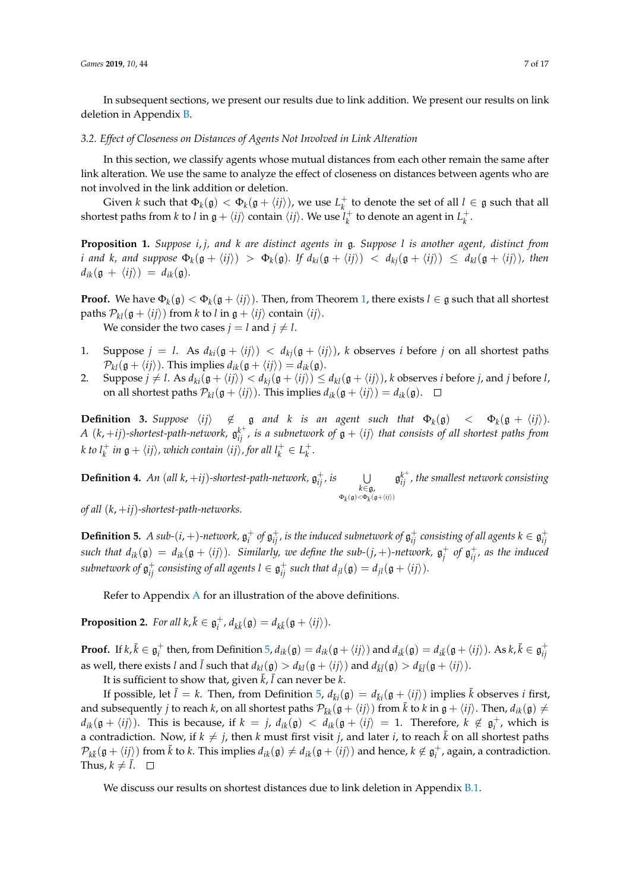In subsequent sections, we present our results due to link addition. We present our results on link deletion in Appendix B.

### 3.2. Effect of Closeness on Distances of Agents Not Involved in Link Alteration

In this section, we classify agents whose mutual distances from each other remain the same after link alteration. We use the same to analyze the effect of closeness on distances between agents who are not involved in the link addition or deletion.

Given $k$ such that $\Phi_k(\mathfrak{g}) < \Phi_k(\mathfrak{g} + \langle ij \rangle)$, we use $L_k^+$ to denote the set of all $l \in \mathfrak{g}$ such that all shortest paths from $k$ to $l$ in $\mathfrak{g} + \langle ij \rangle$ contain $\langle ij \rangle$. We use $l_k^+$ to denote an agent in $L_k^+$.

**Proposition 1.** *Suppose $i, j$, and $k$ are distinct agents in $\mathfrak{g}$. Suppose $l$ is another agent, distinct from $i$ and $k$, and suppose $\Phi_k(\mathfrak{g} + \langle ij \rangle) > \Phi_k(\mathfrak{g})$. If $d_{ki}(\mathfrak{g} + \langle ij \rangle) < d_{kj}(\mathfrak{g} + \langle ij \rangle) \leq d_{kl}(\mathfrak{g} + \langle ij \rangle)$, then $d_{ik}(\mathfrak{g} + \langle ij \rangle) = d_{ik}(\mathfrak{g})$.*

**Proof.** We have $\Phi_k(\mathfrak{g}) < \Phi_k(\mathfrak{g} + \langle ij \rangle)$. Then, from Theorem 1, there exists $l \in \mathfrak{g}$ such that all shortest paths $\mathcal{P}_{kl}(\mathfrak{g} + \langle ij \rangle)$ from $k$ to $l$ in $\mathfrak{g} + \langle ij \rangle$ contain $\langle ij \rangle$.

We consider the two cases $j = l$ and $j \neq l$.

1. Suppose $j = l$. As $d_{ki}(\mathfrak{g} + \langle ij \rangle) < d_{kj}(\mathfrak{g} + \langle ij \rangle)$, $k$ observes $i$ before $j$ on all shortest paths $\mathcal{P}_{kl}(\mathfrak{g} + \langle ij \rangle)$. This implies $d_{ik}(\mathfrak{g} + \langle ij \rangle) = d_{ik}(\mathfrak{g})$.
2. Suppose $j \neq l$. As $d_{ki}(\mathfrak{g} + \langle ij \rangle) < d_{kj}(\mathfrak{g} + \langle ij \rangle) \leq d_{kl}(\mathfrak{g} + \langle ij \rangle)$, $k$ observes $i$ before $j$, and $j$ before $l$, on all shortest paths $\mathcal{P}_{kl}(\mathfrak{g} + \langle ij \rangle)$. This implies $d_{ik}(\mathfrak{g} + \langle ij \rangle) = d_{ik}(\mathfrak{g})$. □

**Definition 3.** *Suppose $\langle ij \rangle \notin \mathfrak{g}$ and $k$ is an agent such that $\Phi_k(\mathfrak{g}) < \Phi_k(\mathfrak{g} + \langle ij \rangle)$. A $(k, +ij)$-shortest-path-network, $\mathfrak{g}_{ij}^{k^+}$, is a subnetwork of $\mathfrak{g} + \langle ij \rangle$ that consists of all shortest paths from $k$ to $l_k^+$ in $\mathfrak{g} + \langle ij \rangle$, which contain $\langle ij \rangle$, for all $l_k^+ \in L_k^+$.*

**Definition 4.** *An (all $k$, $+ij$)-shortest-path-network, $\mathfrak{g}_{ij}^+$, is $\bigcup\limits_{\substack{k \in \mathfrak{g}, \\ \Phi_k(\mathfrak{g}) < \Phi_k(\mathfrak{g} + \langle ij \rangle)}} \mathfrak{g}_{ij}^{k^+}$, the smallest network consisting of all $(k, +ij)$-shortest-path-networks.*

**Definition 5.** *A sub-$(i, +)$-network, $\mathfrak{g}_i^+$ of $\mathfrak{g}_{ij}^+$, is the induced subnetwork of $\mathfrak{g}_{ij}^+$ consisting of all agents $k \in \mathfrak{g}_{ij}^+$ such that $d_{ik}(\mathfrak{g}) = d_{ik}(\mathfrak{g} + \langle ij \rangle)$. Similarly, we define the sub-$(j, +)$-network, $\mathfrak{g}_j^+$ of $\mathfrak{g}_{ij}^+$, as the induced subnetwork of $\mathfrak{g}_{ij}^+$ consisting of all agents $l \in \mathfrak{g}_{ij}^+$ such that $d_{jl}(\mathfrak{g}) = d_{jl}(\mathfrak{g} + \langle ij \rangle)$.*

Refer to Appendix A for an illustration of the above definitions.

**Proposition 2.** *For all $k, \bar{k} \in \mathfrak{g}_i^+$, $d_{k\bar{k}}(\mathfrak{g}) = d_{k\bar{k}}(\mathfrak{g} + \langle ij \rangle)$.*

**Proof.** If $k, \bar{k} \in \mathfrak{g}_i^+$ then, from Definition 5, $d_{ik}(\mathfrak{g}) = d_{ik}(\mathfrak{g} + \langle ij \rangle)$ and $d_{i\bar{k}}(\mathfrak{g}) = d_{i\bar{k}}(\mathfrak{g} + \langle ij \rangle)$. As $k, \bar{k} \in \mathfrak{g}_{ij}^+$ as well, there exists $l$ and $\bar{l}$ such that $d_{kl}(\mathfrak{g}) > d_{kl}(\mathfrak{g} + \langle ij \rangle)$ and $d_{\bar{k}\bar{l}}(\mathfrak{g}) > d_{\bar{k}\bar{l}}(\mathfrak{g} + \langle ij \rangle)$.

It is sufficient to show that, given $\bar{k}$, $\bar{l}$ can never be $k$.

If possible, let $\bar{l} = k$. Then, from Definition 5, $d_{\bar{k}i}(\mathfrak{g}) = d_{\bar{k}i}(\mathfrak{g} + \langle ij \rangle)$ implies $\bar{k}$ observes $i$ first, and subsequently $j$ to reach $k$, on all shortest paths $\mathcal{P}_{\bar{k}k}(\mathfrak{g} + \langle ij \rangle)$ from $\bar{k}$ to $k$ in $\mathfrak{g} + \langle ij \rangle$. Then, $d_{ik}(\mathfrak{g}) \neq d_{ik}(\mathfrak{g} + \langle ij \rangle)$. This is because, if $k = j$, $d_{ik}(\mathfrak{g}) < d_{ik}(\mathfrak{g} + \langle ij \rangle = 1$. Therefore, $k \notin \mathfrak{g}_i^+$, which is a contradiction. Now, if $k \neq j$, then $k$ must first visit $j$, and later $i$, to reach $\bar{k}$ on all shortest paths $\mathcal{P}_{k\bar{k}}(\mathfrak{g} + \langle ij \rangle)$ from $\bar{k}$ to $k$. This implies $d_{ik}(\mathfrak{g}) \neq d_{ik}(\mathfrak{g} + \langle ij \rangle)$ and hence, $k \notin \mathfrak{g}_i^+$, again, a contradiction. Thus, $k \neq \bar{l}$. □

We discuss our results on shortest distances due to link deletion in Appendix B.1.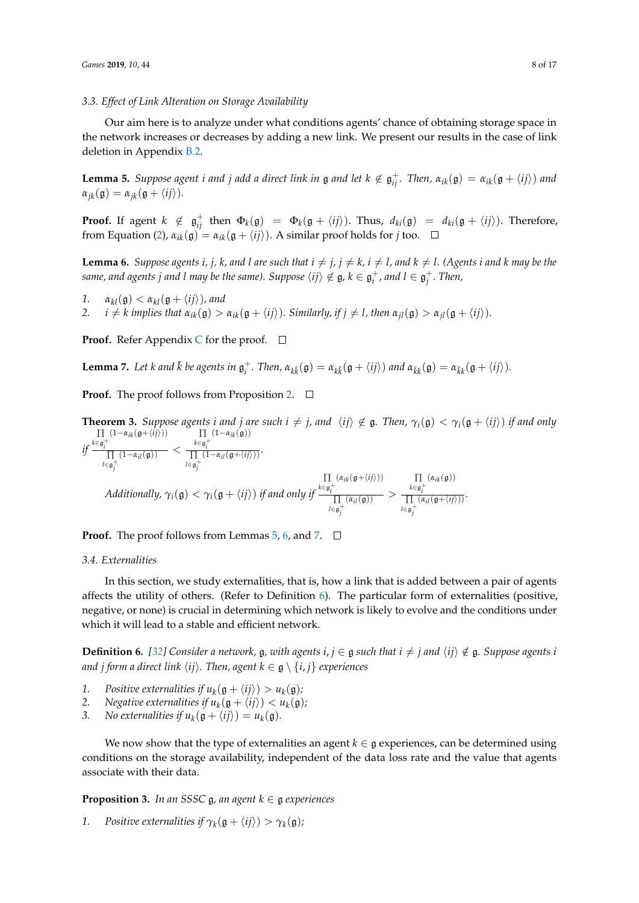### 3.3. Effect of Link Alteration on Storage Availability

Our aim here is to analyze under what conditions agents' chance of obtaining storage space in the network increases or decreases by adding a new link. We present our results in the case of link deletion in Appendix B.2.

**Lemma 5.** *Suppose agent $i$ and $j$ add a direct link in $\mathfrak{g}$ and let $k \notin \mathfrak{g}_{ij}^{+}$. Then, $\alpha_{ik}(\mathfrak{g}) = \alpha_{ik}(\mathfrak{g} + \langle ij \rangle)$ and $\alpha_{jk}(\mathfrak{g}) = \alpha_{jk}(\mathfrak{g} + \langle ij \rangle)$.*

**Proof.** If agent $k \notin \mathfrak{g}_{ij}^{+}$ then $\Phi_k(\mathfrak{g}) = \Phi_k(\mathfrak{g} + \langle ij \rangle)$. Thus, $d_{ki}(\mathfrak{g}) = d_{ki}(\mathfrak{g} + \langle ij \rangle)$. Therefore, from Equation (2), $\alpha_{ik}(\mathfrak{g}) = \alpha_{ik}(\mathfrak{g} + \langle ij \rangle)$. A similar proof holds for $j$ too. □

**Lemma 6.** *Suppose agents $i$, $j$, $k$, and $l$ are such that $i \neq j$, $j \neq k$, $i \neq l$, and $k \neq l$. (Agents $i$ and $k$ may be the same, and agents $j$ and $l$ may be the same). Suppose $\langle ij \rangle \notin \mathfrak{g}$, $k \in \mathfrak{g}_i^{+}$, and $l \in \mathfrak{g}_j^{+}$. Then,*

1. *$\alpha_{kl}(\mathfrak{g}) < \alpha_{kl}(\mathfrak{g} + \langle ij \rangle)$, and*
2. *$i \neq k$ implies that $\alpha_{ik}(\mathfrak{g}) > \alpha_{ik}(\mathfrak{g} + \langle ij \rangle)$. Similarly, if $j \neq l$, then $\alpha_{jl}(\mathfrak{g}) > \alpha_{jl}(\mathfrak{g} + \langle ij \rangle)$.*

**Proof.** Refer Appendix C for the proof. □

**Lemma 7.** *Let $k$ and $\bar{k}$ be agents in $\mathfrak{g}_i^{+}$. Then, $\alpha_{k\bar{k}}(\mathfrak{g}) = \alpha_{k\bar{k}}(\mathfrak{g} + \langle ij \rangle)$ and $\alpha_{\bar{k}k}(\mathfrak{g}) = \alpha_{\bar{k}k}(\mathfrak{g} + \langle ij \rangle)$.*

**Proof.** The proof follows from Proposition 2. □

**Theorem 3.** *Suppose agents $i$ and $j$ are such $i \neq j$, and $\langle ij \rangle \notin \mathfrak{g}$. Then, $\gamma_i(\mathfrak{g}) < \gamma_i(\mathfrak{g} + \langle ij \rangle)$ if and only if*

$$\frac{\prod_{k \in \mathfrak{g}_i^{+}} (1 - \alpha_{ik}(\mathfrak{g} + \langle ij \rangle))}{\prod_{l \in \mathfrak{g}_j^{+}} (1 - \alpha_{il}(\mathfrak{g}))} < \frac{\prod_{k \in \mathfrak{g}_i^{+}} (1 - \alpha_{ik}(\mathfrak{g}))}{\prod_{l \in \mathfrak{g}_j^{+}} (1 - \alpha_{il}(\mathfrak{g} + \langle ij \rangle))}.$$

*Additionally, $\gamma_i(\mathfrak{g}) < \gamma_i(\mathfrak{g} + \langle ij \rangle)$ if and only if*

$$\frac{\prod_{k \in \mathfrak{g}_i^{+}} (\alpha_{ik}(\mathfrak{g} + \langle ij \rangle))}{\prod_{l \in \mathfrak{g}_j^{+}} (\alpha_{il}(\mathfrak{g}))} > \frac{\prod_{k \in \mathfrak{g}_i^{+}} (\alpha_{ik}(\mathfrak{g}))}{\prod_{l \in \mathfrak{g}_j^{+}} (\alpha_{il}(\mathfrak{g} + \langle ij \rangle))}.$$

**Proof.** The proof follows from Lemmas 5, 6, and 7. □

### 3.4. Externalities

In this section, we study externalities, that is, how a link that is added between a pair of agents affects the utility of others. (Refer to Definition 6). The particular form of externalities (positive, negative, or none) is crucial in determining which network is likely to evolve and the conditions under which it will lead to a stable and efficient network.

**Definition 6.** *[32] Consider a network, $\mathfrak{g}$, with agents $i, j \in \mathfrak{g}$ such that $i \neq j$ and $\langle ij \rangle \notin \mathfrak{g}$. Suppose agents $i$ and $j$ form a direct link $\langle ij \rangle$. Then, agent $k \in \mathfrak{g} \setminus \{i, j\}$ experiences*

1. *Positive externalities if $u_k(\mathfrak{g} + \langle ij \rangle) > u_k(\mathfrak{g})$;*
2. *Negative externalities if $u_k(\mathfrak{g} + \langle ij \rangle) < u_k(\mathfrak{g})$;*
3. *No externalities if $u_k(\mathfrak{g} + \langle ij \rangle) = u_k(\mathfrak{g})$.*

We now show that the type of externalities an agent $k \in \mathfrak{g}$ experiences, can be determined using conditions on the storage availability, independent of the data loss rate and the value that agents associate with their data.

**Proposition 3.** *In an SSSC $\mathfrak{g}$, an agent $k \in \mathfrak{g}$ experiences*

1. *Positive externalities if $\gamma_k(\mathfrak{g} + \langle ij \rangle) > \gamma_k(\mathfrak{g})$;*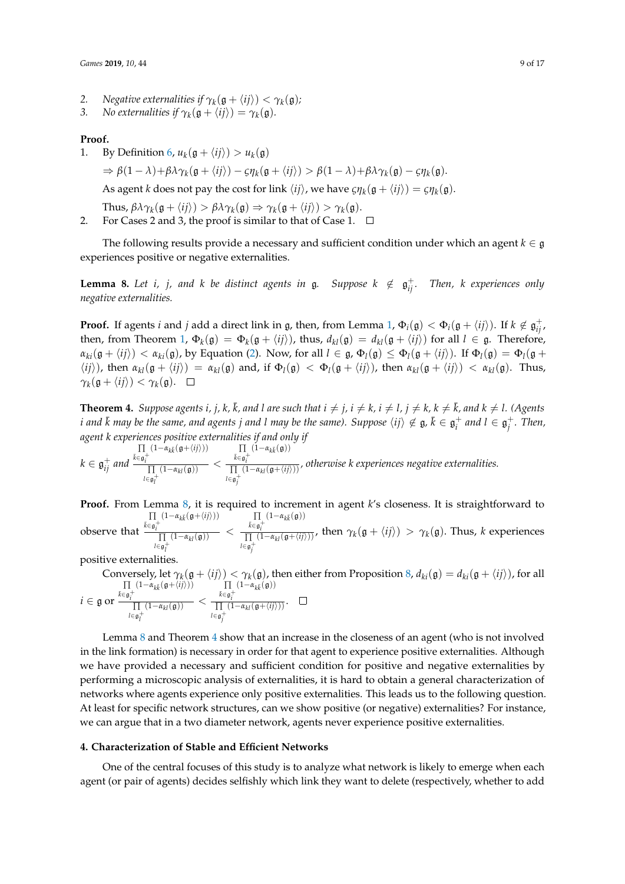2. *Negative externalities if* $\gamma_k(\mathfrak{g} + \langle ij \rangle) < \gamma_k(\mathfrak{g})$;
3. *No externalities if* $\gamma_k(\mathfrak{g} + \langle ij \rangle) = \gamma_k(\mathfrak{g})$.

**Proof.**

1. By Definition 6, $u_k(\mathfrak{g} + \langle ij \rangle) > u_k(\mathfrak{g})$

   $\Rightarrow \beta(1-\lambda) + \beta\lambda\gamma_k(\mathfrak{g} + \langle ij \rangle) - \varsigma\eta_k(\mathfrak{g} + \langle ij \rangle) > \beta(1-\lambda) + \beta\lambda\gamma_k(\mathfrak{g}) - \varsigma\eta_k(\mathfrak{g})$.

   As agent $k$ does not pay the cost for link $\langle ij \rangle$, we have $\varsigma\eta_k(\mathfrak{g} + \langle ij \rangle) = \varsigma\eta_k(\mathfrak{g})$.

   Thus, $\beta\lambda\gamma_k(\mathfrak{g} + \langle ij \rangle) > \beta\lambda\gamma_k(\mathfrak{g}) \Rightarrow \gamma_k(\mathfrak{g} + \langle ij \rangle) > \gamma_k(\mathfrak{g})$.
2. For Cases 2 and 3, the proof is similar to that of Case 1. $\square$

The following results provide a necessary and sufficient condition under which an agent $k \in \mathfrak{g}$ experiences positive or negative externalities.

**Lemma 8.** *Let $i$, $j$, and $k$ be distinct agents in $\mathfrak{g}$. Suppose $k \notin \mathfrak{g}_{ij}^{+}$. Then, $k$ experiences only negative externalities.*

**Proof.** If agents $i$ and $j$ add a direct link in $\mathfrak{g}$, then, from Lemma 1, $\Phi_i(\mathfrak{g}) < \Phi_i(\mathfrak{g} + \langle ij \rangle)$. If $k \notin \mathfrak{g}_{ij}^{+}$, then, from Theorem 1, $\Phi_k(\mathfrak{g}) = \Phi_k(\mathfrak{g} + \langle ij \rangle)$, thus, $d_{kl}(\mathfrak{g}) = d_{kl}(\mathfrak{g} + \langle ij \rangle)$ for all $l \in \mathfrak{g}$. Therefore, $\alpha_{ki}(\mathfrak{g} + \langle ij \rangle) < \alpha_{ki}(\mathfrak{g})$, by Equation (2). Now, for all $l \in \mathfrak{g}$, $\Phi_l(\mathfrak{g}) \leq \Phi_l(\mathfrak{g} + \langle ij \rangle)$. If $\Phi_l(\mathfrak{g}) = \Phi_l(\mathfrak{g} + \langle ij \rangle)$, then $\alpha_{kl}(\mathfrak{g} + \langle ij \rangle) = \alpha_{kl}(\mathfrak{g})$ and, if $\Phi_l(\mathfrak{g}) < \Phi_l(\mathfrak{g} + \langle ij \rangle)$, then $\alpha_{kl}(\mathfrak{g} + \langle ij \rangle) < \alpha_{kl}(\mathfrak{g})$. Thus, $\gamma_k(\mathfrak{g} + \langle ij \rangle) < \gamma_k(\mathfrak{g})$. $\square$

**Theorem 4.** *Suppose agents $i$, $j$, $k$, $\bar{k}$, and $l$ are such that $i \neq j$, $i \neq k$, $i \neq l$, $j \neq k$, $k \neq \bar{k}$, and $k \neq l$. (Agents $i$ and $\bar{k}$ may be the same, and agents $j$ and $l$ may be the same). Suppose $\langle ij \rangle \notin \mathfrak{g}$, $\bar{k} \in \mathfrak{g}_i^{+}$ and $l \in \mathfrak{g}_j^{+}$. Then, agent $k$ experiences positive externalities if and only if*

$$k \in \mathfrak{g}_{ij}^{+} \text{ and } \frac{\prod_{\bar{k} \in \mathfrak{g}_i^{+}} (1 - \alpha_{k\bar{k}}(\mathfrak{g} + \langle ij \rangle))}{\prod_{l \in \mathfrak{g}_l^{+}} (1 - \alpha_{kl}(\mathfrak{g}))} < \frac{\prod_{\bar{k} \in \mathfrak{g}_i^{+}} (1 - \alpha_{k\bar{k}}(\mathfrak{g}))}{\prod_{l \in \mathfrak{g}_j^{+}} (1 - \alpha_{kl}(\mathfrak{g} + \langle ij \rangle))}, \text{ otherwise } k \text{ experiences negative externalities.}$$

**Proof.** From Lemma 8, it is required to increment in agent $k$'s closeness. It is straightforward to observe that $\frac{\prod_{\bar{k} \in \mathfrak{g}_i^{+}} (1 - \alpha_{k\bar{k}}(\mathfrak{g} + \langle ij \rangle))}{\prod_{l \in \mathfrak{g}_l^{+}} (1 - \alpha_{kl}(\mathfrak{g}))} < \frac{\prod_{\bar{k} \in \mathfrak{g}_i^{+}} (1 - \alpha_{k\bar{k}}(\mathfrak{g}))}{\prod_{l \in \mathfrak{g}_j^{+}} (1 - \alpha_{kl}(\mathfrak{g} + \langle ij \rangle))}$, then $\gamma_k(\mathfrak{g} + \langle ij \rangle) > \gamma_k(\mathfrak{g})$. Thus, $k$ experiences positive externalities.

Conversely, let $\gamma_k(\mathfrak{g} + \langle ij \rangle) < \gamma_k(\mathfrak{g})$, then either from Proposition 8, $d_{ki}(\mathfrak{g}) = d_{ki}(\mathfrak{g} + \langle ij \rangle)$, for all $i \in \mathfrak{g}$ or $\frac{\prod_{\bar{k} \in \mathfrak{g}_i^{+}} (1 - \alpha_{k\bar{k}}(\mathfrak{g} + \langle ij \rangle))}{\prod_{l \in \mathfrak{g}_l^{+}} (1 - \alpha_{kl}(\mathfrak{g}))} < \frac{\prod_{\bar{k} \in \mathfrak{g}_i^{+}} (1 - \alpha_{k\bar{k}}(\mathfrak{g}))}{\prod_{l \in \mathfrak{g}_j^{+}} (1 - \alpha_{kl}(\mathfrak{g} + \langle ij \rangle))}$. $\square$

Lemma 8 and Theorem 4 show that an increase in the closeness of an agent (who is not involved in the link formation) is necessary in order for that agent to experience positive externalities. Although we have provided a necessary and sufficient condition for positive and negative externalities by performing a microscopic analysis of externalities, it is hard to obtain a general characterization of networks where agents experience only positive externalities. This leads us to the following question. At least for specific network structures, can we show positive (or negative) externalities? For instance, we can argue that in a two diameter network, agents never experience positive externalities.

## 4. Characterization of Stable and Efficient Networks

One of the central focuses of this study is to analyze what network is likely to emerge when each agent (or pair of agents) decides selfishly which link they want to delete (respectively, whether to add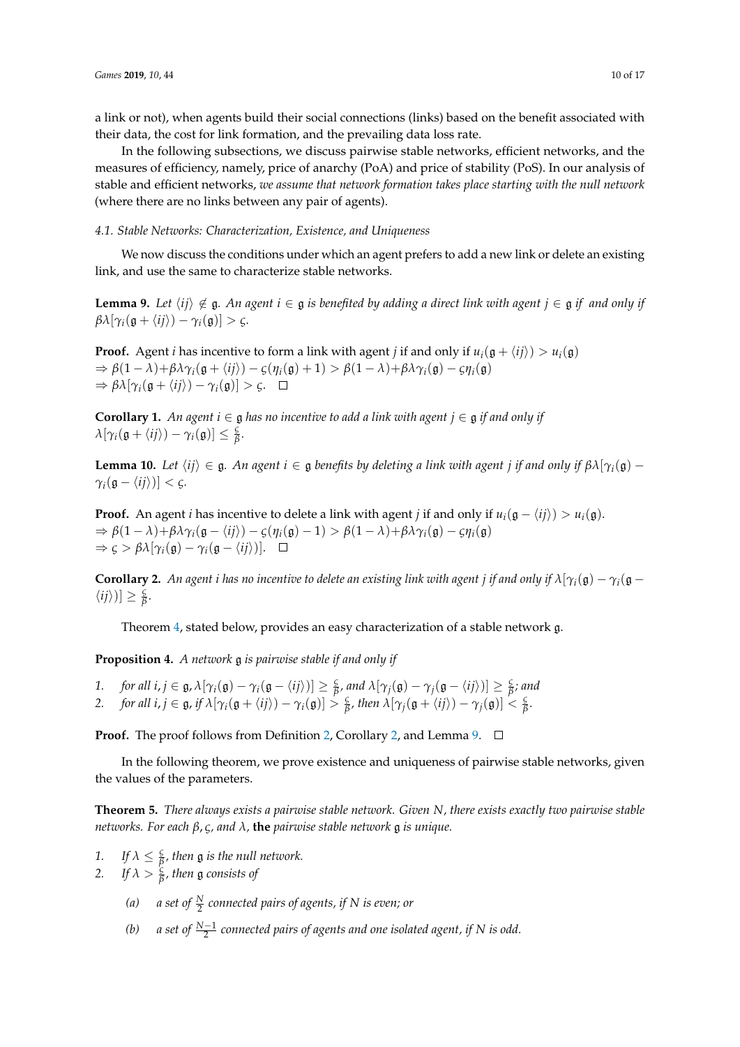a link or not), when agents build their social connections (links) based on the benefit associated with their data, the cost for link formation, and the prevailing data loss rate.

In the following subsections, we discuss pairwise stable networks, efficient networks, and the measures of efficiency, namely, price of anarchy (PoA) and price of stability (PoS). In our analysis of stable and efficient networks, *we assume that network formation takes place starting with the null network* (where there are no links between any pair of agents).

### *4.1. Stable Networks: Characterization, Existence, and Uniqueness*

We now discuss the conditions under which an agent prefers to add a new link or delete an existing link, and use the same to characterize stable networks.

**Lemma 9.** *Let $\langle ij \rangle \notin \mathfrak{g}$. An agent $i \in \mathfrak{g}$ is benefited by adding a direct link with agent $j \in \mathfrak{g}$ if and only if $\beta\lambda[\gamma_i(\mathfrak{g} + \langle ij \rangle) - \gamma_i(\mathfrak{g})] > \varsigma$.*

**Proof.** Agent $i$ has incentive to form a link with agent $j$ if and only if $u_i(\mathfrak{g} + \langle ij \rangle) > u_i(\mathfrak{g})$
$\Rightarrow \beta(1-\lambda) + \beta\lambda\gamma_i(\mathfrak{g} + \langle ij \rangle) - \varsigma(\eta_i(\mathfrak{g}) + 1) > \beta(1-\lambda) + \beta\lambda\gamma_i(\mathfrak{g}) - \varsigma\eta_i(\mathfrak{g})$
$\Rightarrow \beta\lambda[\gamma_i(\mathfrak{g} + \langle ij \rangle) - \gamma_i(\mathfrak{g})] > \varsigma$. □

**Corollary 1.** *An agent $i \in \mathfrak{g}$ has no incentive to add a link with agent $j \in \mathfrak{g}$ if and only if $\lambda[\gamma_i(\mathfrak{g} + \langle ij \rangle) - \gamma_i(\mathfrak{g})] \leq \frac{\varsigma}{\beta}$.*

**Lemma 10.** *Let $\langle ij \rangle \in \mathfrak{g}$. An agent $i \in \mathfrak{g}$ benefits by deleting a link with agent $j$ if and only if $\beta\lambda[\gamma_i(\mathfrak{g}) - \gamma_i(\mathfrak{g} - \langle ij \rangle)] < \varsigma$.*

**Proof.** An agent $i$ has incentive to delete a link with agent $j$ if and only if $u_i(\mathfrak{g} - \langle ij \rangle) > u_i(\mathfrak{g})$.
$\Rightarrow \beta(1-\lambda) + \beta\lambda\gamma_i(\mathfrak{g} - \langle ij \rangle) - \varsigma(\eta_i(\mathfrak{g}) - 1) > \beta(1-\lambda) + \beta\lambda\gamma_i(\mathfrak{g}) - \varsigma\eta_i(\mathfrak{g})$
$\Rightarrow \varsigma > \beta\lambda[\gamma_i(\mathfrak{g}) - \gamma_i(\mathfrak{g} - \langle ij \rangle)]$. □

**Corollary 2.** *An agent $i$ has no incentive to delete an existing link with agent $j$ if and only if $\lambda[\gamma_i(\mathfrak{g}) - \gamma_i(\mathfrak{g} - \langle ij \rangle)] \geq \frac{\varsigma}{\beta}$.*

Theorem 4, stated below, provides an easy characterization of a stable network $\mathfrak{g}$.

**Proposition 4.** *A network $\mathfrak{g}$ is pairwise stable if and only if*

1. *for all $i, j \in \mathfrak{g}$, $\lambda[\gamma_i(\mathfrak{g}) - \gamma_i(\mathfrak{g} - \langle ij \rangle)] \geq \frac{\varsigma}{\beta}$, and $\lambda[\gamma_j(\mathfrak{g}) - \gamma_j(\mathfrak{g} - \langle ij \rangle)] \geq \frac{\varsigma}{\beta}$; and*
2. *for all $i, j \in \mathfrak{g}$, if $\lambda[\gamma_i(\mathfrak{g} + \langle ij \rangle) - \gamma_i(\mathfrak{g})] > \frac{\varsigma}{\beta}$, then $\lambda[\gamma_j(\mathfrak{g} + \langle ij \rangle) - \gamma_j(\mathfrak{g})] < \frac{\varsigma}{\beta}$.*

**Proof.** The proof follows from Definition 2, Corollary 2, and Lemma 9. □

In the following theorem, we prove existence and uniqueness of pairwise stable networks, given the values of the parameters.

**Theorem 5.** *There always exists a pairwise stable network. Given $N$, there exists exactly two pairwise stable networks. For each $\beta$, $\varsigma$, and $\lambda$,* **the** *pairwise stable network $\mathfrak{g}$ is unique.*

1. *If $\lambda \leq \frac{\varsigma}{\beta}$, then $\mathfrak{g}$ is the null network.*
2. *If $\lambda > \frac{\varsigma}{\beta}$, then $\mathfrak{g}$ consists of*
   - (a) *a set of $\frac{N}{2}$ connected pairs of agents, if $N$ is even; or*
   - (b) *a set of $\frac{N-1}{2}$ connected pairs of agents and one isolated agent, if $N$ is odd.*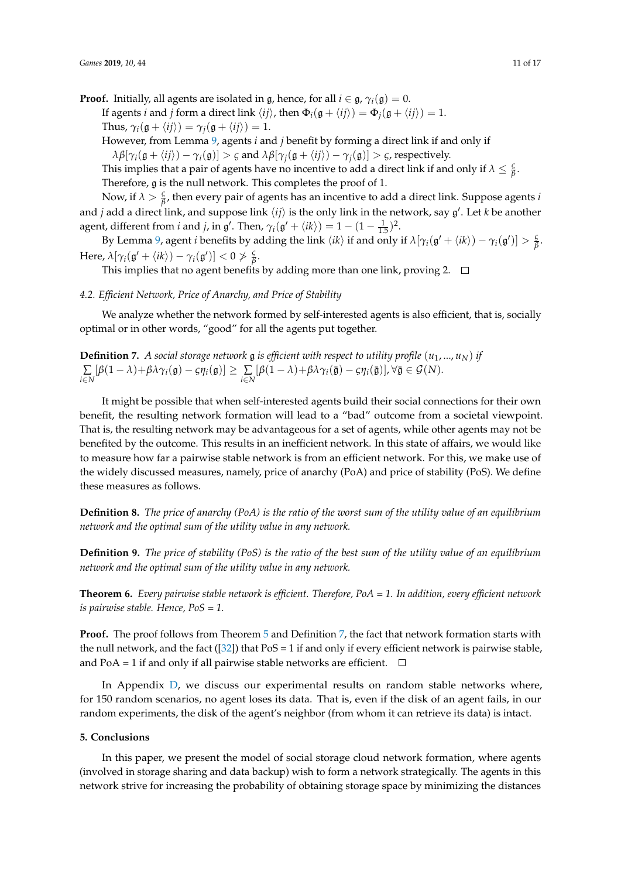**Proof.** Initially, all agents are isolated in $\mathfrak{g}$, hence, for all $i \in \mathfrak{g}$, $\gamma_i(\mathfrak{g}) = 0$.

If agents $i$ and $j$ form a direct link $\langle ij \rangle$, then $\Phi_i(\mathfrak{g} + \langle ij \rangle) = \Phi_j(\mathfrak{g} + \langle ij \rangle) = 1$.

Thus, $\gamma_i(\mathfrak{g} + \langle ij \rangle) = \gamma_j(\mathfrak{g} + \langle ij \rangle) = 1$.

However, from Lemma 9, agents $i$ and $j$ benefit by forming a direct link if and only if $\lambda\beta[\gamma_i(\mathfrak{g} + \langle ij \rangle) - \gamma_i(\mathfrak{g})] > \varsigma$ and $\lambda\beta[\gamma_j(\mathfrak{g} + \langle ij \rangle) - \gamma_j(\mathfrak{g})] > \varsigma$, respectively.

This implies that a pair of agents have no incentive to add a direct link if and only if $\lambda \leq \frac{\varsigma}{\beta}$.

Therefore, $\mathfrak{g}$ is the null network. This completes the proof of 1.

Now, if $\lambda > \frac{\varsigma}{\beta}$, then every pair of agents has an incentive to add a direct link. Suppose agents $i$ and $j$ add a direct link, and suppose link $\langle ij \rangle$ is the only link in the network, say $\mathfrak{g}'$. Let $k$ be another agent, different from $i$ and $j$, in $\mathfrak{g}'$. Then, $\gamma_i(\mathfrak{g}' + \langle ik \rangle) = 1 - (1 - \frac{1}{1.5})^2$.

By Lemma 9, agent $i$ benefits by adding the link $\langle ik \rangle$ if and only if $\lambda[\gamma_i(\mathfrak{g}' + \langle ik \rangle) - \gamma_i(\mathfrak{g}')] > \frac{\varsigma}{\beta}$. Here, $\lambda[\gamma_i(\mathfrak{g}' + \langle ik \rangle) - \gamma_i(\mathfrak{g}')] < 0 \not> \frac{\varsigma}{\beta}$.

This implies that no agent benefits by adding more than one link, proving 2. □

### 4.2. Efficient Network, Price of Anarchy, and Price of Stability

We analyze whether the network formed by self-interested agents is also efficient, that is, socially optimal or in other words, "good" for all the agents put together.

**Definition 7.** *A social storage network $\mathfrak{g}$ is efficient with respect to utility profile $(u_1, ..., u_N)$ if* $\sum_{i \in N} [\beta(1-\lambda) + \beta\lambda\gamma_i(\mathfrak{g}) - \varsigma\eta_i(\mathfrak{g})] \geq \sum_{i \in N} [\beta(1-\lambda) + \beta\lambda\gamma_i(\bar{\mathfrak{g}}) - \varsigma\eta_i(\bar{\mathfrak{g}})], \forall \bar{\mathfrak{g}} \in \mathcal{G}(N)$.

It might be possible that when self-interested agents build their social connections for their own benefit, the resulting network formation will lead to a "bad" outcome from a societal viewpoint. That is, the resulting network may be advantageous for a set of agents, while other agents may not be benefited by the outcome. This results in an inefficient network. In this state of affairs, we would like to measure how far a pairwise stable network is from an efficient network. For this, we make use of the widely discussed measures, namely, price of anarchy (PoA) and price of stability (PoS). We define these measures as follows.

**Definition 8.** *The price of anarchy (PoA) is the ratio of the worst sum of the utility value of an equilibrium network and the optimal sum of the utility value in any network.*

**Definition 9.** *The price of stability (PoS) is the ratio of the best sum of the utility value of an equilibrium network and the optimal sum of the utility value in any network.*

**Theorem 6.** *Every pairwise stable network is efficient. Therefore, PoA = 1. In addition, every efficient network is pairwise stable. Hence, PoS = 1.*

**Proof.** The proof follows from Theorem 5 and Definition 7, the fact that network formation starts with the null network, and the fact ([32]) that PoS = 1 if and only if every efficient network is pairwise stable, and PoA = 1 if and only if all pairwise stable networks are efficient. □

In Appendix D, we discuss our experimental results on random stable networks where, for 150 random scenarios, no agent loses its data. That is, even if the disk of an agent fails, in our random experiments, the disk of the agent's neighbor (from whom it can retrieve its data) is intact.

## 5. Conclusions

In this paper, we present the model of social storage cloud network formation, where agents (involved in storage sharing and data backup) wish to form a network strategically. The agents in this network strive for increasing the probability of obtaining storage space by minimizing the distances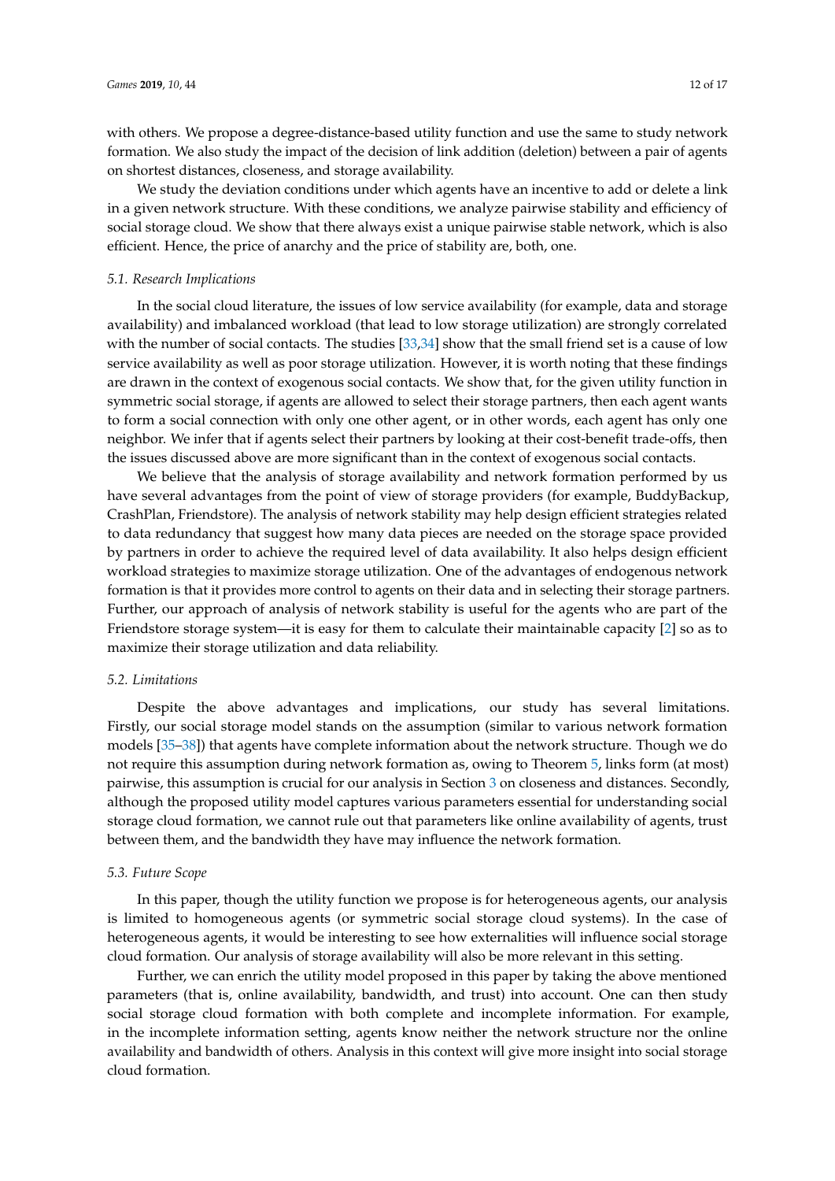with others. We propose a degree-distance-based utility function and use the same to study network formation. We also study the impact of the decision of link addition (deletion) between a pair of agents on shortest distances, closeness, and storage availability.

We study the deviation conditions under which agents have an incentive to add or delete a link in a given network structure. With these conditions, we analyze pairwise stability and efficiency of social storage cloud. We show that there always exist a unique pairwise stable network, which is also efficient. Hence, the price of anarchy and the price of stability are, both, one.

### *5.1. Research Implications*

In the social cloud literature, the issues of low service availability (for example, data and storage availability) and imbalanced workload (that lead to low storage utilization) are strongly correlated with the number of social contacts. The studies [33,34] show that the small friend set is a cause of low service availability as well as poor storage utilization. However, it is worth noting that these findings are drawn in the context of exogenous social contacts. We show that, for the given utility function in symmetric social storage, if agents are allowed to select their storage partners, then each agent wants to form a social connection with only one other agent, or in other words, each agent has only one neighbor. We infer that if agents select their partners by looking at their cost-benefit trade-offs, then the issues discussed above are more significant than in the context of exogenous social contacts.

We believe that the analysis of storage availability and network formation performed by us have several advantages from the point of view of storage providers (for example, BuddyBackup, CrashPlan, Friendstore). The analysis of network stability may help design efficient strategies related to data redundancy that suggest how many data pieces are needed on the storage space provided by partners in order to achieve the required level of data availability. It also helps design efficient workload strategies to maximize storage utilization. One of the advantages of endogenous network formation is that it provides more control to agents on their data and in selecting their storage partners. Further, our approach of analysis of network stability is useful for the agents who are part of the Friendstore storage system—it is easy for them to calculate their maintainable capacity [2] so as to maximize their storage utilization and data reliability.

### *5.2. Limitations*

Despite the above advantages and implications, our study has several limitations. Firstly, our social storage model stands on the assumption (similar to various network formation models [35–38]) that agents have complete information about the network structure. Though we do not require this assumption during network formation as, owing to Theorem 5, links form (at most) pairwise, this assumption is crucial for our analysis in Section 3 on closeness and distances. Secondly, although the proposed utility model captures various parameters essential for understanding social storage cloud formation, we cannot rule out that parameters like online availability of agents, trust between them, and the bandwidth they have may influence the network formation.

### *5.3. Future Scope*

In this paper, though the utility function we propose is for heterogeneous agents, our analysis is limited to homogeneous agents (or symmetric social storage cloud systems). In the case of heterogeneous agents, it would be interesting to see how externalities will influence social storage cloud formation. Our analysis of storage availability will also be more relevant in this setting.

Further, we can enrich the utility model proposed in this paper by taking the above mentioned parameters (that is, online availability, bandwidth, and trust) into account. One can then study social storage cloud formation with both complete and incomplete information. For example, in the incomplete information setting, agents know neither the network structure nor the online availability and bandwidth of others. Analysis in this context will give more insight into social storage cloud formation.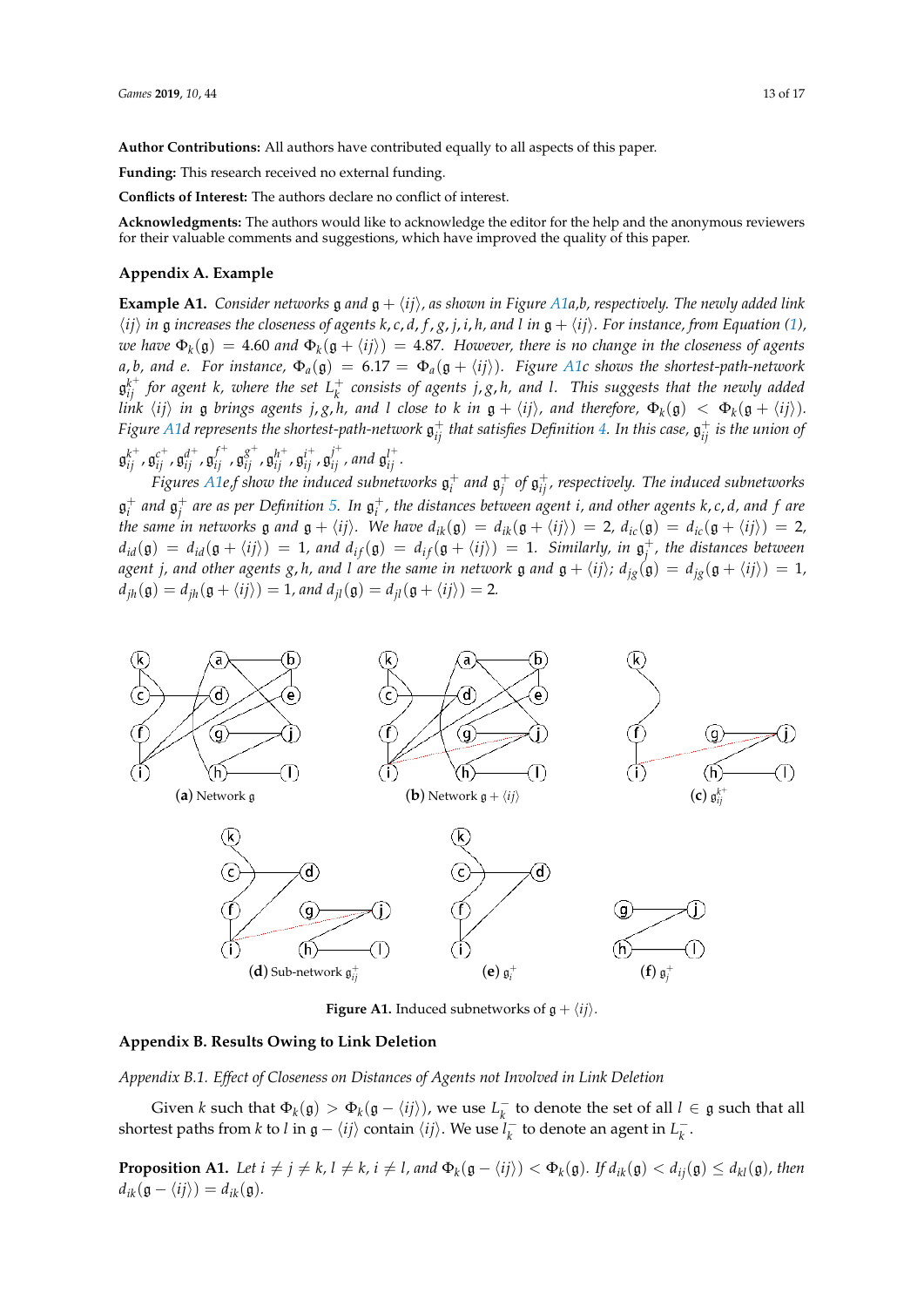**Author Contributions:** All authors have contributed equally to all aspects of this paper.

**Funding:** This research received no external funding.

**Conflicts of Interest:** The authors declare no conflict of interest.

**Acknowledgments:** The authors would like to acknowledge the editor for the help and the anonymous reviewers for their valuable comments and suggestions, which have improved the quality of this paper.

## Appendix A. Example

**Example A1.** *Consider networks $\mathfrak{g}$ and $\mathfrak{g} + \langle ij \rangle$, as shown in Figure A1a,b, respectively. The newly added link $\langle ij \rangle$ in $\mathfrak{g}$ increases the closeness of agents $k, c, d, f, g, j, i, h$, and $l$ in $\mathfrak{g} + \langle ij \rangle$. For instance, from Equation (1), we have $\Phi_k(\mathfrak{g}) = 4.60$ and $\Phi_k(\mathfrak{g} + \langle ij \rangle) = 4.87$. However, there is no change in the closeness of agents $a, b$, and $e$. For instance, $\Phi_a(\mathfrak{g}) = 6.17 = \Phi_a(\mathfrak{g} + \langle ij \rangle)$. Figure A1c shows the shortest-path-network $\mathfrak{g}_{ij}^{k+}$ for agent $k$, where the set $L_k^+$ consists of agents $j, g, h$, and $l$. This suggests that the newly added link $\langle ij \rangle$ in $\mathfrak{g}$ brings agents $j, g, h$, and $l$ close to $k$ in $\mathfrak{g} + \langle ij \rangle$, and therefore, $\Phi_k(\mathfrak{g}) < \Phi_k(\mathfrak{g} + \langle ij \rangle)$. Figure A1d represents the shortest-path-network $\mathfrak{g}_{ij}^+$ that satisfies Definition 4. In this case, $\mathfrak{g}_{ij}^+$ is the union of $\mathfrak{g}_{ij}^{k+}, \mathfrak{g}_{ij}^{c+}, \mathfrak{g}_{ij}^{d+}, \mathfrak{g}_{ij}^{f+}, \mathfrak{g}_{ij}^{g+}, \mathfrak{g}_{ij}^{h+}, \mathfrak{g}_{ij}^{i+}, \mathfrak{g}_{ij}^{j+}$, and $\mathfrak{g}_{ij}^{l+}$.*

*Figures A1e,f show the induced subnetworks $\mathfrak{g}_i^+$ and $\mathfrak{g}_j^+$ of $\mathfrak{g}_{ij}^+$, respectively. The induced subnetworks $\mathfrak{g}_i^+$ and $\mathfrak{g}_j^+$ are as per Definition 5. In $\mathfrak{g}_i^+$, the distances between agent $i$, and other agents $k, c, d$, and $f$ are the same in networks $\mathfrak{g}$ and $\mathfrak{g} + \langle ij \rangle$. We have $d_{ik}(\mathfrak{g}) = d_{ik}(\mathfrak{g} + \langle ij \rangle) = 2$, $d_{ic}(\mathfrak{g}) = d_{ic}(\mathfrak{g} + \langle ij \rangle) = 2$, $d_{id}(\mathfrak{g}) = d_{id}(\mathfrak{g} + \langle ij \rangle) = 1$, and $d_{if}(\mathfrak{g}) = d_{if}(\mathfrak{g} + \langle ij \rangle) = 1$. Similarly, in $\mathfrak{g}_j^+$, the distances between agent $j$, and other agents $g, h$, and $l$ are the same in network $\mathfrak{g}$ and $\mathfrak{g} + \langle ij \rangle$; $d_{jg}(\mathfrak{g}) = d_{jg}(\mathfrak{g} + \langle ij \rangle) = 1$, $d_{jh}(\mathfrak{g}) = d_{jh}(\mathfrak{g} + \langle ij \rangle) = 1$, and $d_{jl}(\mathfrak{g}) = d_{jl}(\mathfrak{g} + \langle ij \rangle) = 2$.*

(**a**) Network $\mathfrak{g}$ (**b**) Network $\mathfrak{g} + \langle ij \rangle$ (**c**) $\mathfrak{g}_{ij}^{k+}$

(**d**) Sub-network $\mathfrak{g}_{ij}^+$ (**e**) $\mathfrak{g}_i^+$ (**f**) $\mathfrak{g}_j^+$

**Figure A1.** Induced subnetworks of $\mathfrak{g} + \langle ij \rangle$.

## Appendix B. Results Owing to Link Deletion

### *Appendix B.1. Effect of Closeness on Distances of Agents not Involved in Link Deletion*

Given $k$ such that $\Phi_k(\mathfrak{g}) > \Phi_k(\mathfrak{g} - \langle ij \rangle)$, we use $L_k^-$ to denote the set of all $l \in \mathfrak{g}$ such that all shortest paths from $k$ to $l$ in $\mathfrak{g} - \langle ij \rangle$ contain $\langle ij \rangle$. We use $l_k^-$ to denote an agent in $L_k^-$.

**Proposition A1.** *Let $i \neq j \neq k$, $l \neq k$, $i \neq l$, and $\Phi_k(\mathfrak{g} - \langle ij \rangle) < \Phi_k(\mathfrak{g})$. If $d_{ik}(\mathfrak{g}) < d_{ij}(\mathfrak{g}) \leq d_{kl}(\mathfrak{g})$, then $d_{ik}(\mathfrak{g} - \langle ij \rangle) = d_{ik}(\mathfrak{g})$.*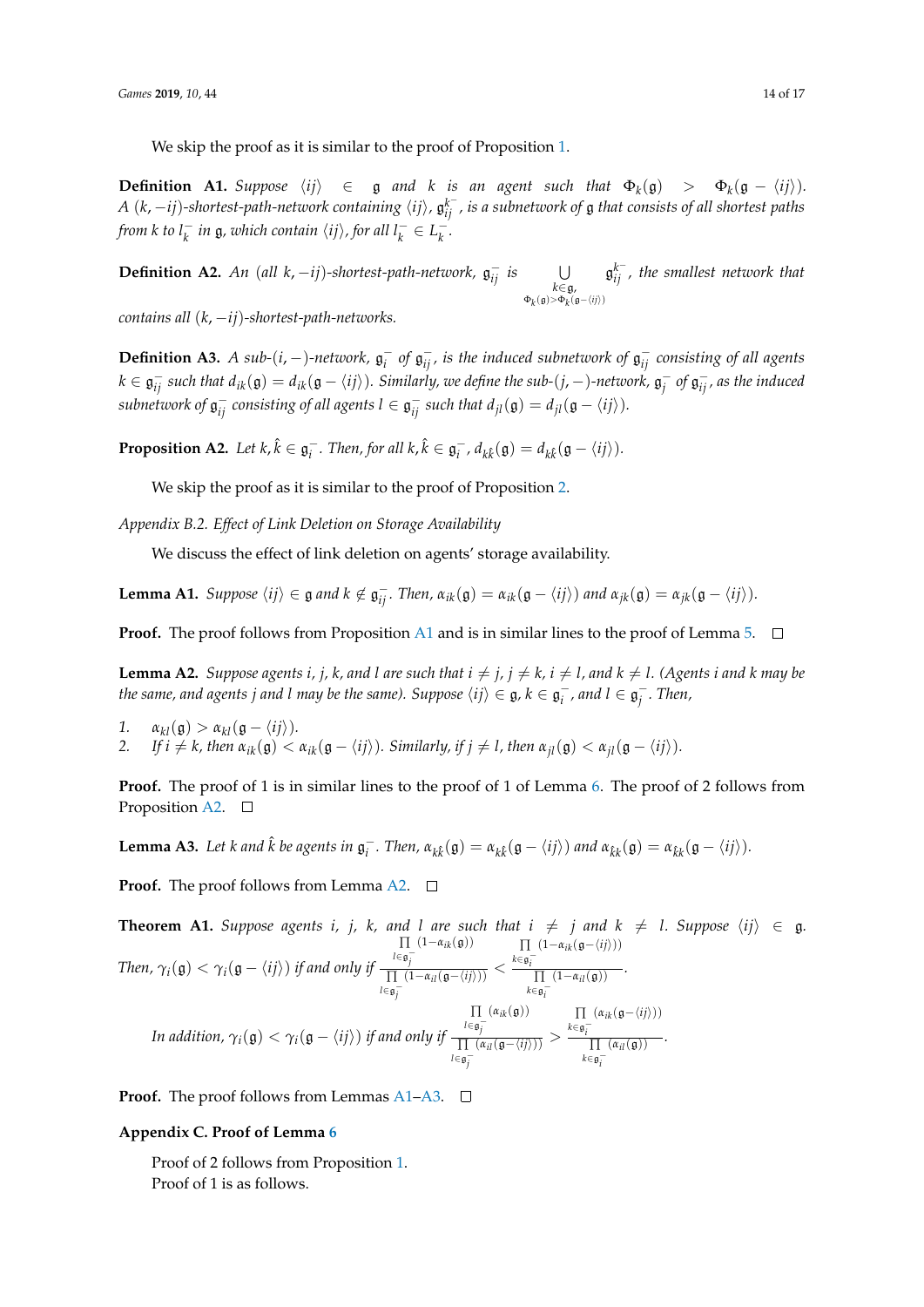We skip the proof as it is similar to the proof of Proposition 1.

**Definition A1.** *Suppose $\langle ij\rangle \in \mathfrak{g}$ and $k$ is an agent such that $\Phi_k(\mathfrak{g}) > \Phi_k(\mathfrak{g} - \langle ij\rangle)$. A $(k, -ij)$-shortest-path-network containing $\langle ij\rangle$, $\mathfrak{g}_{ij}^{k-}$, is a subnetwork of $\mathfrak{g}$ that consists of all shortest paths from $k$ to $l_k^-$ in $\mathfrak{g}$, which contain $\langle ij\rangle$, for all $l_k^- \in L_k^-$.*

**Definition A2.** *An (all $k, -ij$)-shortest-path-network, $\mathfrak{g}_{ij}^-$ is $\bigcup_{\substack{k\in\mathfrak{g},\\ \Phi_k(\mathfrak{g})>\Phi_k(\mathfrak{g}-\langle ij\rangle)}} \mathfrak{g}_{ij}^{k-}$, the smallest network that contains all $(k, -ij)$-shortest-path-networks.*

**Definition A3.** *A sub-$(i, -)$-network, $\mathfrak{g}_i^-$ of $\mathfrak{g}_{ij}^-$, is the induced subnetwork of $\mathfrak{g}_{ij}^-$ consisting of all agents $k \in \mathfrak{g}_{ij}^-$ such that $d_{ik}(\mathfrak{g}) = d_{ik}(\mathfrak{g} - \langle ij\rangle)$. Similarly, we define the sub-$(j, -)$-network, $\mathfrak{g}_j^-$ of $\mathfrak{g}_{ij}^-$, as the induced subnetwork of $\mathfrak{g}_{ij}^-$ consisting of all agents $l \in \mathfrak{g}_{ij}^-$ such that $d_{jl}(\mathfrak{g}) = d_{jl}(\mathfrak{g} - \langle ij\rangle)$.*

**Proposition A2.** *Let $k, \hat{k} \in \mathfrak{g}_i^-$. Then, for all $k, \hat{k} \in \mathfrak{g}_i^-$, $d_{k\hat{k}}(\mathfrak{g}) = d_{k\hat{k}}(\mathfrak{g} - \langle ij\rangle)$.*

We skip the proof as it is similar to the proof of Proposition 2.

*Appendix B.2. Effect of Link Deletion on Storage Availability*

We discuss the effect of link deletion on agents' storage availability.

**Lemma A1.** *Suppose $\langle ij\rangle \in \mathfrak{g}$ and $k \notin \mathfrak{g}_{ij}^-$. Then, $\alpha_{ik}(\mathfrak{g}) = \alpha_{ik}(\mathfrak{g} - \langle ij\rangle)$ and $\alpha_{jk}(\mathfrak{g}) = \alpha_{jk}(\mathfrak{g} - \langle ij\rangle)$.*

**Proof.** The proof follows from Proposition A1 and is in similar lines to the proof of Lemma 5. □

**Lemma A2.** *Suppose agents $i$, $j$, $k$, and $l$ are such that $i \neq j$, $j \neq k$, $i \neq l$, and $k \neq l$. (Agents $i$ and $k$ may be the same, and agents $j$ and $l$ may be the same). Suppose $\langle ij\rangle \in \mathfrak{g}$, $k \in \mathfrak{g}_i^-$, and $l \in \mathfrak{g}_j^-$. Then,*

1. $\alpha_{kl}(\mathfrak{g}) > \alpha_{kl}(\mathfrak{g} - \langle ij\rangle)$.
2. *If $i \neq k$, then $\alpha_{ik}(\mathfrak{g}) < \alpha_{ik}(\mathfrak{g} - \langle ij\rangle)$. Similarly, if $j \neq l$, then $\alpha_{jl}(\mathfrak{g}) < \alpha_{jl}(\mathfrak{g} - \langle ij\rangle)$.*

**Proof.** The proof of 1 is in similar lines to the proof of 1 of Lemma 6. The proof of 2 follows from Proposition A2. □

**Lemma A3.** *Let $k$ and $\hat{k}$ be agents in $\mathfrak{g}_i^-$. Then, $\alpha_{k\hat{k}}(\mathfrak{g}) = \alpha_{k\hat{k}}(\mathfrak{g} - \langle ij\rangle)$ and $\alpha_{\hat{k}k}(\mathfrak{g}) = \alpha_{\hat{k}k}(\mathfrak{g} - \langle ij\rangle)$.*

**Proof.** The proof follows from Lemma A2. □

**Theorem A1.** *Suppose agents $i$, $j$, $k$, and $l$ are such that $i \neq j$ and $k \neq l$. Suppose $\langle ij\rangle \in \mathfrak{g}$. Then, $\gamma_i(\mathfrak{g}) < \gamma_i(\mathfrak{g} - \langle ij\rangle)$ if and only if $\dfrac{\prod_{l\in\mathfrak{g}_j^-}(1-\alpha_{ik}(\mathfrak{g}))}{\prod_{l\in\mathfrak{g}_j^-}(1-\alpha_{il}(\mathfrak{g}-\langle ij\rangle))} < \dfrac{\prod_{k\in\mathfrak{g}_i^-}(1-\alpha_{ik}(\mathfrak{g}-\langle ij\rangle))}{\prod_{k\in\mathfrak{g}_i^-}(1-\alpha_{il}(\mathfrak{g}))}$.*

*In addition, $\gamma_i(\mathfrak{g}) < \gamma_i(\mathfrak{g} - \langle ij\rangle)$ if and only if $\dfrac{\prod_{l\in\mathfrak{g}_j^-}(\alpha_{ik}(\mathfrak{g}))}{\prod_{l\in\mathfrak{g}_j^-}(\alpha_{il}(\mathfrak{g}-\langle ij\rangle))} > \dfrac{\prod_{k\in\mathfrak{g}_i^-}(\alpha_{ik}(\mathfrak{g}-\langle ij\rangle))}{\prod_{k\in\mathfrak{g}_i^-}(\alpha_{il}(\mathfrak{g}))}$.*

**Proof.** The proof follows from Lemmas A1–A3. □

## Appendix C. Proof of Lemma 6

Proof of 2 follows from Proposition 1.
Proof of 1 is as follows.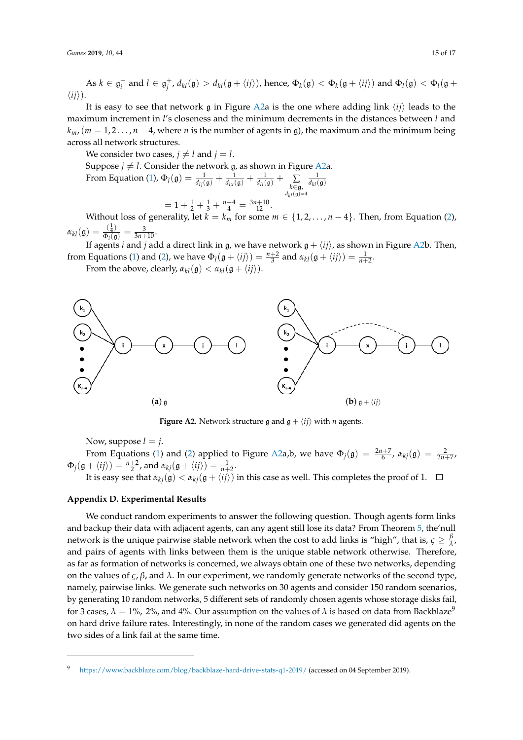As $k \in \mathfrak{g}_i^+$ and $l \in \mathfrak{g}_j^+$, $d_{kl}(\mathfrak{g}) > d_{kl}(\mathfrak{g} + \langle ij \rangle)$, hence, $\Phi_k(\mathfrak{g}) < \Phi_k(\mathfrak{g} + \langle ij \rangle)$ and $\Phi_l(\mathfrak{g}) < \Phi_l(\mathfrak{g} + \langle ij \rangle)$.

It is easy to see that network $\mathfrak{g}$ in Figure A2a is the one where adding link $\langle ij \rangle$ leads to the maximum increment in $l$'s closeness and the minimum decrements in the distances between $l$ and $k_m$, ($m = 1, 2 \ldots, n-4$, where $n$ is the number of agents in $\mathfrak{g}$), the maximum and the minimum being across all network structures.

We consider two cases, $j \neq l$ and $j = l$.

Suppose $j \neq l$. Consider the network $\mathfrak{g}$, as shown in Figure A2a.

From Equation (1), $\Phi_l(\mathfrak{g}) = \frac{1}{d_{lj}(\mathfrak{g})} + \frac{1}{d_{lx}(\mathfrak{g})} + \frac{1}{d_{li}(\mathfrak{g})} + \sum_{\substack{k \in \mathfrak{g}, \\ d_{kl}(\mathfrak{g}) = 4}} \frac{1}{d_{kl}(\mathfrak{g})}$

$$= 1 + \frac{1}{2} + \frac{1}{3} + \frac{n-4}{4} = \frac{3n+10}{12}.$$

Without loss of generality, let $k = k_m$ for some $m \in \{1, 2, \ldots, n-4\}$. Then, from Equation (2), $\alpha_{kl}(\mathfrak{g}) = \frac{(\frac{1}{4})}{\Phi_l(\mathfrak{g})} = \frac{3}{3n+10}$.

If agents $i$ and $j$ add a direct link in $\mathfrak{g}$, we have network $\mathfrak{g} + \langle ij \rangle$, as shown in Figure A2b. Then, from Equations (1) and (2), we have $\Phi_l(\mathfrak{g} + \langle ij \rangle) = \frac{n+2}{3}$ and $\alpha_{kl}(\mathfrak{g} + \langle ij \rangle) = \frac{1}{n+2}$.

From the above, clearly, $\alpha_{kl}(\mathfrak{g}) < \alpha_{kl}(\mathfrak{g} + \langle ij \rangle)$.

**(a)** $\mathfrak{g}$ **(b)** $\mathfrak{g} + \langle ij \rangle$

**Figure A2.** Network structure $\mathfrak{g}$ and $\mathfrak{g} + \langle ij \rangle$ with $n$ agents.

Now, suppose $l = j$.

From Equations (1) and (2) applied to Figure A2a,b, we have $\Phi_j(\mathfrak{g}) = \frac{2n+7}{6}$, $\alpha_{kj}(\mathfrak{g}) = \frac{2}{2n+7}$, $\Phi_j(\mathfrak{g} + \langle ij \rangle) = \frac{n+2}{2}$, and $\alpha_{kj}(\mathfrak{g} + \langle ij \rangle) = \frac{1}{n+2}$.

It is easy see that $\alpha_{kj}(\mathfrak{g}) < \alpha_{kj}(\mathfrak{g} + \langle ij \rangle)$ in this case as well. This completes the proof of 1. □

## Appendix D. Experimental Results

We conduct random experiments to answer the following question. Though agents form links and backup their data with adjacent agents, can any agent still lose its data? From Theorem 5, the'null network is the unique pairwise stable network when the cost to add links is "high", that is, $\varsigma \geq \frac{\beta}{\lambda}$, and pairs of agents with links between them is the unique stable network otherwise. Therefore, as far as formation of networks is concerned, we always obtain one of these two networks, depending on the values of $\varsigma$, $\beta$, and $\lambda$. In our experiment, we randomly generate networks of the second type, namely, pairwise links. We generate such networks on 30 agents and consider 150 random scenarios, by generating 10 random networks, 5 different sets of randomly chosen agents whose storage disks fail, for 3 cases, $\lambda = 1\%$, $2\%$, and $4\%$. Our assumption on the values of $\lambda$ is based on data from Backblaze[9] on hard drive failure rates. Interestingly, in none of the random cases we generated did agents on the two sides of a link fail at the same time.

[9] https://www.backblaze.com/blog/backblaze-hard-drive-stats-q1-2019/ (accessed on 04 September 2019).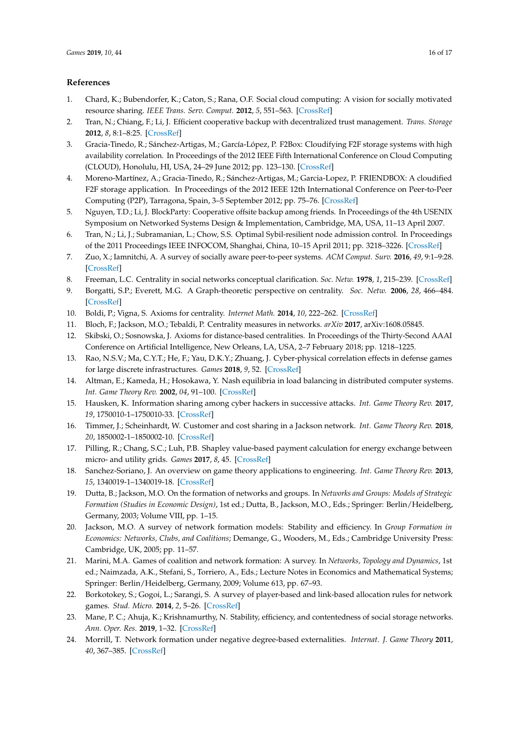## References

1. Chard, K.; Bubendorfer, K.; Caton, S.; Rana, O.F. Social cloud computing: A vision for socially motivated resource sharing. *IEEE Trans. Serv. Comput.* **2012**, *5*, 551–563. [CrossRef]
2. Tran, N.; Chiang, F.; Li, J. Efficient cooperative backup with decentralized trust management. *Trans. Storage* **2012**, *8*, 8:1–8:25. [CrossRef]
3. Gracia-Tinedo, R.; Sánchez-Artigas, M.; García-López, P. F2Box: Cloudifying F2F storage systems with high availability correlation. In Proceedings of the 2012 IEEE Fifth International Conference on Cloud Computing (CLOUD), Honolulu, HI, USA, 24–29 June 2012; pp. 123–130. [CrossRef]
4. Moreno-Martínez, A.; Gracia-Tinedo, R.; Sánchez-Artigas, M.; Garcia-Lopez, P. FRIENDBOX: A cloudified F2F storage application. In Proceedings of the 2012 IEEE 12th International Conference on Peer-to-Peer Computing (P2P), Tarragona, Spain, 3–5 September 2012; pp. 75–76. [CrossRef]
5. Nguyen, T.D.; Li, J. BlockParty: Cooperative offsite backup among friends. In Proceedings of the 4th USENIX Symposium on Networked Systems Design & Implementation, Cambridge, MA, USA, 11–13 April 2007.
6. Tran, N.; Li, J.; Subramanian, L.; Chow, S.S. Optimal Sybil-resilient node admission control. In Proceedings of the 2011 Proceedings IEEE INFOCOM, Shanghai, China, 10–15 April 2011; pp. 3218–3226. [CrossRef]
7. Zuo, X.; Iamnitchi, A. A survey of socially aware peer-to-peer systems. *ACM Comput. Surv.* **2016**, *49*, 9:1–9:28. [CrossRef]
8. Freeman, L.C. Centrality in social networks conceptual clarification. *Soc. Netw.* **1978**, *1*, 215–239. [CrossRef]
9. Borgatti, S.P.; Everett, M.G. A Graph-theoretic perspective on centrality. *Soc. Netw.* **2006**, *28*, 466–484. [CrossRef]
10. Boldi, P.; Vigna, S. Axioms for centrality. *Internet Math.* **2014**, *10*, 222–262. [CrossRef]
11. Bloch, F.; Jackson, M.O.; Tebaldi, P. Centrality measures in networks. *arXiv* **2017**, arXiv:1608.05845.
12. Skibski, O.; Sosnowska, J. Axioms for distance-based centralities. In Proceedings of the Thirty-Second AAAI Conference on Artificial Intelligence, New Orleans, LA, USA, 2–7 February 2018; pp. 1218–1225.
13. Rao, N.S.V.; Ma, C.Y.T.; He, F.; Yau, D.K.Y.; Zhuang, J. Cyber-physical correlation effects in defense games for large discrete infrastructures. *Games* **2018**, *9*, 52. [CrossRef]
14. Altman, E.; Kameda, H.; Hosokawa, Y. Nash equilibria in load balancing in distributed computer systems. *Int. Game Theory Rev.* **2002**, *04*, 91–100. [CrossRef]
15. Hausken, K. Information sharing among cyber hackers in successive attacks. *Int. Game Theory Rev.* **2017**, *19*, 1750010-1–1750010-33. [CrossRef]
16. Timmer, J.; Scheinhardt, W. Customer and cost sharing in a Jackson network. *Int. Game Theory Rev.* **2018**, *20*, 1850002-1–1850002-10. [CrossRef]
17. Pilling, R.; Chang, S.C.; Luh, P.B. Shapley value-based payment calculation for energy exchange between micro- and utility grids. *Games* **2017**, *8*, 45. [CrossRef]
18. Sanchez-Soriano, J. An overview on game theory applications to engineering. *Int. Game Theory Rev.* **2013**, *15*, 1340019-1–1340019-18. [CrossRef]
19. Dutta, B.; Jackson, M.O. On the formation of networks and groups. In *Networks and Groups: Models of Strategic Formation (Studies in Economic Design)*, 1st ed.; Dutta, B., Jackson, M.O., Eds.; Springer: Berlin/Heidelberg, Germany, 2003; Volume VIII, pp. 1–15.
20. Jackson, M.O. A survey of network formation models: Stability and efficiency. In *Group Formation in Economics: Networks, Clubs, and Coalitions*; Demange, G., Wooders, M., Eds.; Cambridge University Press: Cambridge, UK, 2005; pp. 11–57.
21. Marini, M.A. Games of coalition and network formation: A survey. In *Networks, Topology and Dynamics*, 1st ed.; Naimzada, A.K., Stefani, S., Torriero, A., Eds.; Lecture Notes in Economics and Mathematical Systems; Springer: Berlin/Heidelberg, Germany, 2009; Volume 613, pp. 67–93.
22. Borkotokey, S.; Gogoi, L.; Sarangi, S. A survey of player-based and link-based allocation rules for network games. *Stud. Micro.* **2014**, *2*, 5–26. [CrossRef]
23. Mane, P. C.; Ahuja, K.; Krishnamurthy, N. Stability, efficiency, and contentedness of social storage networks. *Ann. Oper. Res.* **2019**, 1–32. [CrossRef]
24. Morrill, T. Network formation under negative degree-based externalities. *Internat. J. Game Theory* **2011**, *40*, 367–385. [CrossRef]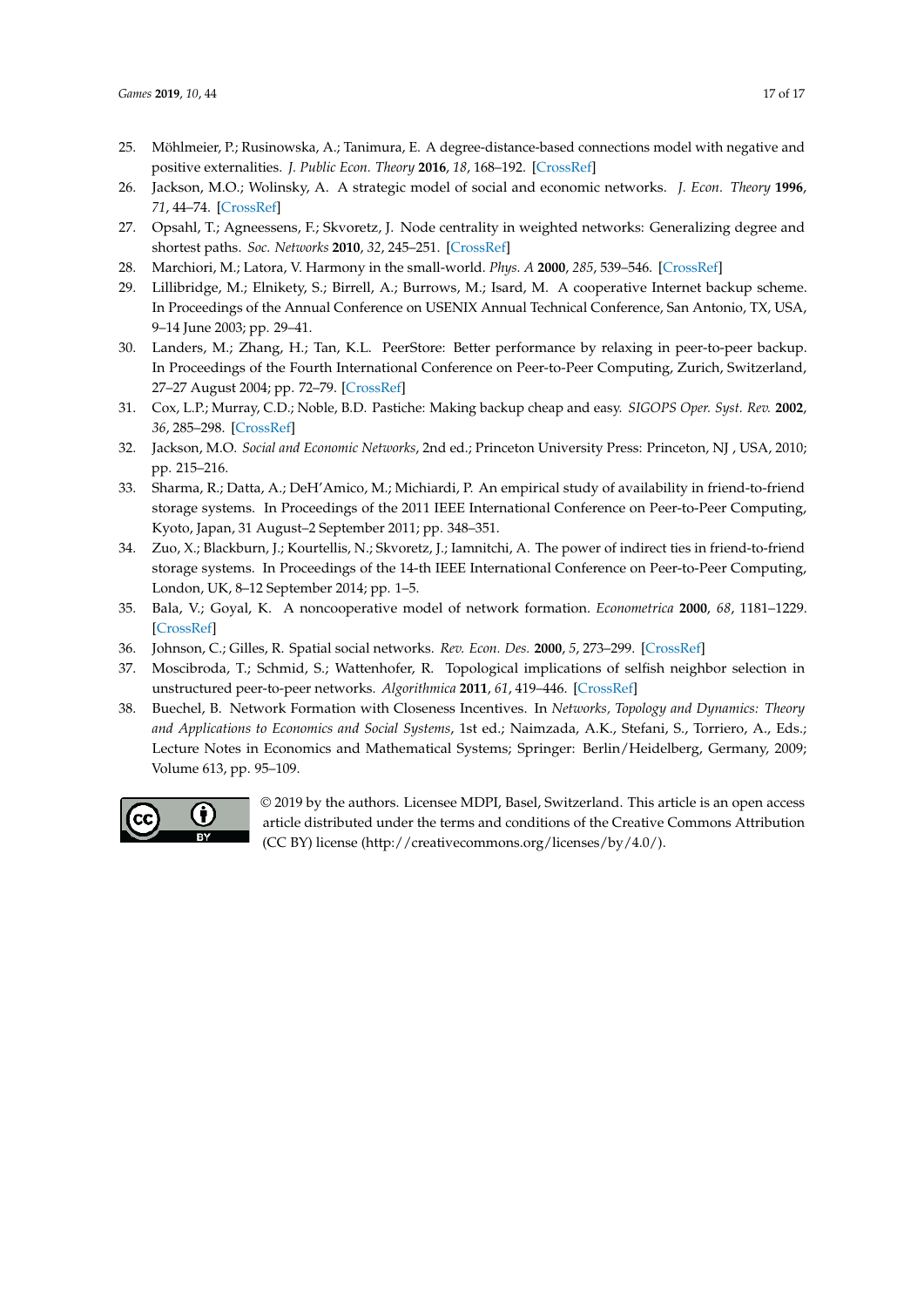25. Möhlmeier, P.; Rusinowska, A.; Tanimura, E. A degree-distance-based connections model with negative and positive externalities. *J. Public Econ. Theory* **2016**, *18*, 168–192. [CrossRef]
26. Jackson, M.O.; Wolinsky, A. A strategic model of social and economic networks. *J. Econ. Theory* **1996**, *71*, 44–74. [CrossRef]
27. Opsahl, T.; Agneessens, F.; Skvoretz, J. Node centrality in weighted networks: Generalizing degree and shortest paths. *Soc. Networks* **2010**, *32*, 245–251. [CrossRef]
28. Marchiori, M.; Latora, V. Harmony in the small-world. *Phys. A* **2000**, *285*, 539–546. [CrossRef]
29. Lillibridge, M.; Elnikety, S.; Birrell, A.; Burrows, M.; Isard, M. A cooperative Internet backup scheme. In Proceedings of the Annual Conference on USENIX Annual Technical Conference, San Antonio, TX, USA, 9–14 June 2003; pp. 29–41.
30. Landers, M.; Zhang, H.; Tan, K.L. PeerStore: Better performance by relaxing in peer-to-peer backup. In Proceedings of the Fourth International Conference on Peer-to-Peer Computing, Zurich, Switzerland, 27–27 August 2004; pp. 72–79. [CrossRef]
31. Cox, L.P.; Murray, C.D.; Noble, B.D. Pastiche: Making backup cheap and easy. *SIGOPS Oper. Syst. Rev.* **2002**, *36*, 285–298. [CrossRef]
32. Jackson, M.O. *Social and Economic Networks*, 2nd ed.; Princeton University Press: Princeton, NJ , USA, 2010; pp. 215–216.
33. Sharma, R.; Datta, A.; DeH'Amico, M.; Michiardi, P. An empirical study of availability in friend-to-friend storage systems. In Proceedings of the 2011 IEEE International Conference on Peer-to-Peer Computing, Kyoto, Japan, 31 August–2 September 2011; pp. 348–351.
34. Zuo, X.; Blackburn, J.; Kourtellis, N.; Skvoretz, J.; Iamnitchi, A. The power of indirect ties in friend-to-friend storage systems. In Proceedings of the 14-th IEEE International Conference on Peer-to-Peer Computing, London, UK, 8–12 September 2014; pp. 1–5.
35. Bala, V.; Goyal, K. A noncooperative model of network formation. *Econometrica* **2000**, *68*, 1181–1229. [CrossRef]
36. Johnson, C.; Gilles, R. Spatial social networks. *Rev. Econ. Des.* **2000**, *5*, 273–299. [CrossRef]
37. Moscibroda, T.; Schmid, S.; Wattenhofer, R. Topological implications of selfish neighbor selection in unstructured peer-to-peer networks. *Algorithmica* **2011**, *61*, 419–446. [CrossRef]
38. Buechel, B. Network Formation with Closeness Incentives. In *Networks, Topology and Dynamics: Theory and Applications to Economics and Social Systems*, 1st ed.; Naimzada, A.K., Stefani, S., Torriero, A., Eds.; Lecture Notes in Economics and Mathematical Systems; Springer: Berlin/Heidelberg, Germany, 2009; Volume 613, pp. 95–109.

© 2019 by the authors. Licensee MDPI, Basel, Switzerland. This article is an open access article distributed under the terms and conditions of the Creative Commons Attribution (CC BY) license (http://creativecommons.org/licenses/by/4.0/).